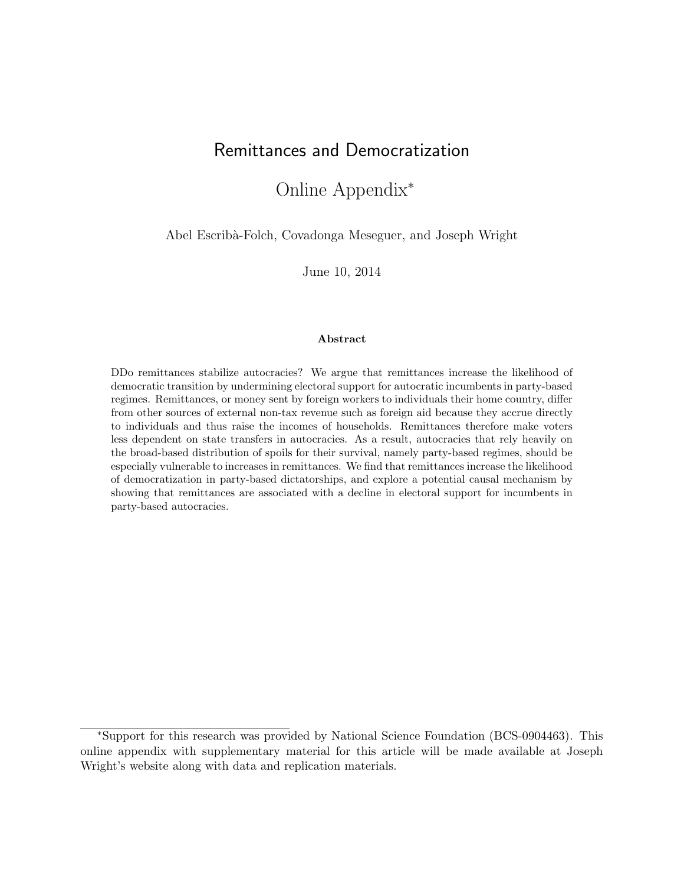# Remittances and Democratization

## Online Appendix*

Abel Escribà-Folch, Covadonga Meseguer, and Joseph Wright

June 10, 2014

**Abstract**

DDo remittances stabilize autocracies? We argue that remittances increase the likelihood of democratic transition by undermining electoral support for autocratic incumbents in party-based regimes. Remittances, or money sent by foreign workers to individuals their home country, differ from other sources of external non-tax revenue such as foreign aid because they accrue directly to individuals and thus raise the incomes of households. Remittances therefore make voters less dependent on state transfers in autocracies. As a result, autocracies that rely heavily on the broad-based distribution of spoils for their survival, namely party-based regimes, should be especially vulnerable to increases in remittances. We find that remittances increase the likelihood of democratization in party-based dictatorships, and explore a potential causal mechanism by showing that remittances are associated with a decline in electoral support for incumbents in party-based autocracies.

---

*Support for this research was provided by National Science Foundation (BCS-0904463). This online appendix with supplementary material for this article will be made available at Joseph Wright's website along with data and replication materials.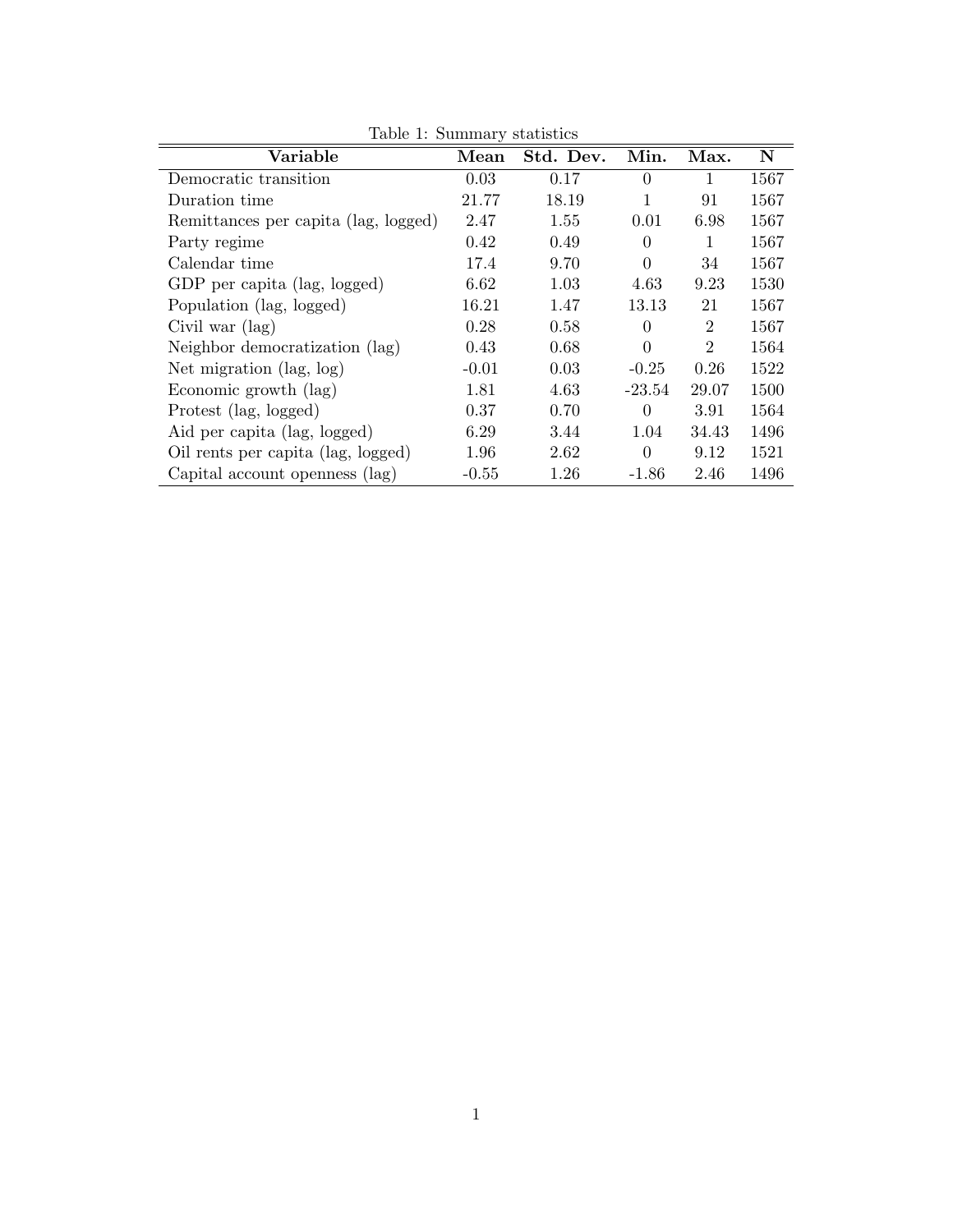Table 1: Summary statistics

| Variable | Mean | Std. Dev. | Min. | Max. | N |
|---|---|---|---|---|---|
| Democratic transition | 0.03 | 0.17 | 0 | 1 | 1567 |
| Duration time | 21.77 | 18.19 | 1 | 91 | 1567 |
| Remittances per capita (lag, logged) | 2.47 | 1.55 | 0.01 | 6.98 | 1567 |
| Party regime | 0.42 | 0.49 | 0 | 1 | 1567 |
| Calendar time | 17.4 | 9.70 | 0 | 34 | 1567 |
| GDP per capita (lag, logged) | 6.62 | 1.03 | 4.63 | 9.23 | 1530 |
| Population (lag, logged) | 16.21 | 1.47 | 13.13 | 21 | 1567 |
| Civil war (lag) | 0.28 | 0.58 | 0 | 2 | 1567 |
| Neighbor democratization (lag) | 0.43 | 0.68 | 0 | 2 | 1564 |
| Net migration (lag, log) | -0.01 | 0.03 | -0.25 | 0.26 | 1522 |
| Economic growth (lag) | 1.81 | 4.63 | -23.54 | 29.07 | 1500 |
| Protest (lag, logged) | 0.37 | 0.70 | 0 | 3.91 | 1564 |
| Aid per capita (lag, logged) | 6.29 | 3.44 | 1.04 | 34.43 | 1496 |
| Oil rents per capita (lag, logged) | 1.96 | 2.62 | 0 | 9.12 | 1521 |
| Capital account openness (lag) | -0.55 | 1.26 | -1.86 | 2.46 | 1496 |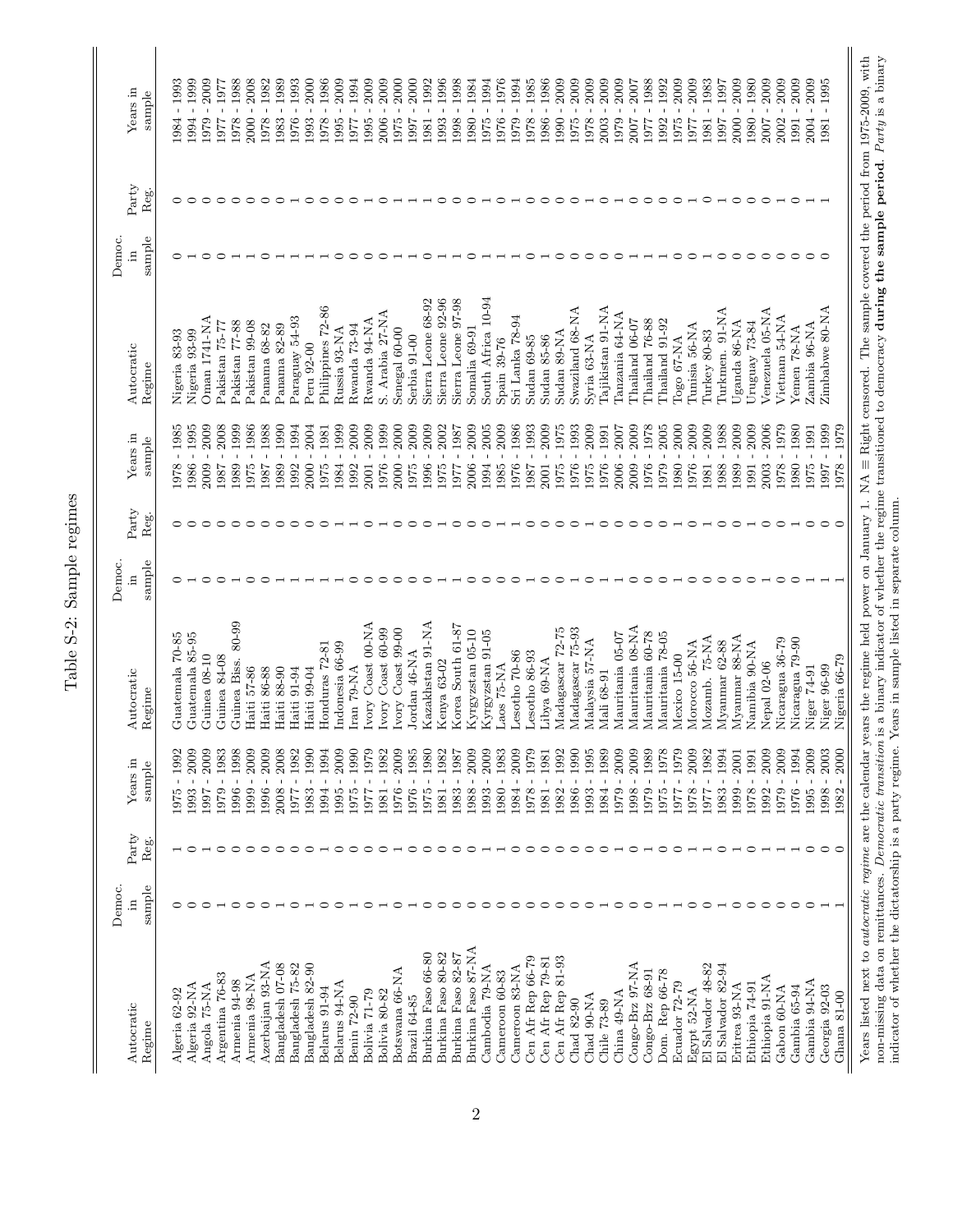# Table S-2: Sample regimes

| Autocratic Regime | Democ. in sample | Party Reg. | Years in sample | Autocratic Regime | Democ. in sample | Party Reg. | Years in sample | Autocratic Regime | Democ. in sample | Party Reg. | Years in sample |
|---|---|---|---|---|---|---|---|---|---|---|---|
| Algeria 62-92 | 0 | 1 | 1975 - 1992 | Guatemala 70-85 | 0 | 0 | 1978 - 1985 | Nigeria 83-93 | 0 | 0 | 1984 - 1993 |
| Algeria 92-NA | 0 | 0 | 1993 - 2009 | Guatemala 85-95 | 1 | 0 | 1986 - 1995 | Nigeria 93-99 | 1 | 0 | 1994 - 1999 |
| Angola 75-NA | 0 | 1 | 1997 - 2009 | Guinea 08-10 | 0 | 0 | 2009 - 2009 | Oman 1741-NA | 0 | 0 | 1979 - 2009 |
| Argentina 76-83 | 1 | 0 | 1979 - 1983 | Guinea 84-08 | 0 | 0 | 1987 - 2008 | Pakistan 75-77 | 0 | 0 | 1977 - 1977 |
| Armenia 94-98 | 0 | 0 | 1996 - 1998 | Guinea Biss. 80-99 | 1 | 0 | 1989 - 1999 | Pakistan 77-88 | 1 | 0 | 1978 - 1988 |
| Armenia 98-NA | 0 | 0 | 1999 - 2009 | Haiti 57-86 | 0 | 0 | 1975 - 1986 | Pakistan 99-08 | 1 | 0 | 2000 - 2008 |
| Azerbaijan 93-NA | 0 | 0 | 1996 - 2009 | Haiti 86-88 | 0 | 0 | 1987 - 1988 | Panama 68-82 | 0 | 0 | 1978 - 1982 |
| Bangladesh 07-08 | 1 | 0 | 2008 - 2008 | Haiti 88-90 | 1 | 0 | 1989 - 1990 | Panama 82-89 | 1 | 0 | 1983 - 1989 |
| Bangladesh 75-82 | 0 | 0 | 1977 - 1982 | Haiti 91-94 | 1 | 0 | 1992 - 1994 | Paraguay 54-93 | 1 | 1 | 1976 - 1993 |
| Bangladesh 82-90 | 1 | 0 | 1983 - 1990 | Haiti 99-04 | 1 | 0 | 2000 - 2004 | Peru 92-00 | 1 | 0 | 1993 - 2000 |
| Belarus 91-94 | 0 | 1 | 1994 - 1994 | Honduras 72-81 | 1 | 0 | 1975 - 1981 | Philippines 72-86 | 1 | 0 | 1978 - 1986 |
| Belarus 94-NA | 0 | 0 | 1995 - 2009 | Indonesia 66-99 | 1 | 1 | 1984 - 1999 | Russia 93-NA | 0 | 0 | 1995 - 2009 |
| Benin 72-90 | 1 | 0 | 1975 - 1990 | Iran 79-NA | 0 | 1 | 1992 - 2009 | Rwanda 73-94 | 0 | 0 | 1977 - 1994 |
| Bolivia 71-79 | 0 | 0 | 1977 - 1979 | Ivory Coast 00-NA | 0 | 0 | 2001 - 2009 | Rwanda 94-NA | 0 | 1 | 1995 - 2009 |
| Bolivia 80-82 | 1 | 0 | 1981 - 1982 | Ivory Coast 60-99 | 0 | 1 | 1976 - 1999 | S. Arabia 27-NA | 0 | 0 | 2006 - 2009 |
| Botswana 66-NA | 0 | 1 | 1976 - 2009 | Ivory Coast 99-00 | 0 | 0 | 2000 - 2000 | Senegal 60-00 | 1 | 1 | 1975 - 2000 |
| Brazil 64-85 | 1 | 0 | 1976 - 1985 | Jordan 46-NA | 0 | 0 | 1975 - 2009 | Serbia 91-00 | 1 | 1 | 1997 - 2000 |
| Burkina Faso 66-80 | 0 | 0 | 1975 - 1980 | Kazakhstan 91-NA | 0 | 1 | 1996 - 2009 | Sierra Leone 68-92 | 0 | 1 | 1981 - 1992 |
| Burkina Faso 80-82 | 0 | 0 | 1981 - 1982 | Kenya 63-02 | 1 | 1 | 1975 - 2002 | Sierra Leone 92-96 | 1 | 0 | 1993 - 1996 |
| Burkina Faso 82-87 | 0 | 0 | 1983 - 1987 | Korea South 61-87 | 1 | 0 | 1977 - 1987 | Sierra Leone 97-98 | 1 | 0 | 1998 - 1998 |
| Burkina Faso 87-NA | 0 | 0 | 1988 - 2009 | Kyrgyzstan 05-10 | 0 | 0 | 2006 - 2009 | Somalia 69-91 | 0 | 0 | 1980 - 1984 |
| Cambodia 79-NA | 0 | 1 | 1993 - 2009 | Kyrgyzstan 91-05 | 0 | 0 | 1994 - 2005 | South Africa 10-94 | 1 | 1 | 1975 - 1994 |
| Cameroon 60-83 | 0 | 1 | 1980 - 1983 | Laos 75-NA | 0 | 1 | 1985 - 2009 | Spain 39-76 | 1 | 0 | 1976 - 1976 |
| Cameroon 83-NA | 0 | 0 | 1984 - 2009 | Lesotho 70-86 | 0 | 1 | 1976 - 1986 | Sri Lanka 78-94 | 1 | 1 | 1979 - 1994 |
| Cen Afr Rep 66-79 | 0 | 0 | 1978 - 1979 | Lesotho 86-93 | 1 | 0 | 1987 - 1993 | Sudan 69-85 | 0 | 0 | 1978 - 1985 |
| Cen Afr Rep 79-81 | 0 | 0 | 1981 - 1981 | Libya 69-NA | 0 | 0 | 2001 - 2009 | Sudan 85-86 | 1 | 0 | 1986 - 1986 |
| Cen Afr Rep 81-93 | 0 | 0 | 1982 - 1992 | Madagascar 72-75 | 0 | 0 | 1975 - 1975 | Sudan 89-NA | 0 | 0 | 1990 - 2009 |
| Chad 82-90 | 0 | 0 | 1986 - 1990 | Madagascar 75-93 | 1 | 0 | 1976 - 1993 | Swaziland 68-NA | 0 | 0 | 1975 - 2009 |
| Chad 90-NA | 0 | 1 | 1993 - 1995 | Malaysia 57-NA | 0 | 1 | 1975 - 2009 | Syria 63-NA | 0 | 1 | 1978 - 2009 |
| Chile 73-89 | 1 | 0 | 1984 - 1989 | Mali 68-91 | 1 | 0 | 1976 - 1991 | Tajikistan 91-NA | 0 | 0 | 2003 - 2009 |
| China 49-NA | 0 | 1 | 1979 - 2009 | Mauritania 05-07 | 1 | 0 | 2006 - 2007 | Tanzania 64-NA | 0 | 1 | 1979 - 2009 |
| Congo-Brz 97-NA | 0 | 0 | 1998 - 2009 | Mauritania 08-NA | 0 | 0 | 2009 - 2009 | Thailand 06-07 | 1 | 0 | 2007 - 2007 |
| Congo-Brz 68-91 | 0 | 1 | 1979 - 1989 | Mauritania 60-78 | 0 | 0 | 1976 - 1978 | Thailand 76-88 | 1 | 0 | 1977 - 1988 |
| Dom. Rep 66-78 | 1 | 0 | 1975 - 1978 | Mauritania 78-05 | 0 | 0 | 1979 - 2005 | Thailand 91-92 | 1 | 0 | 1992 - 1992 |
| Ecuador 72-79 | 1 | 0 | 1977 - 1979 | Mexico 15-00 | 1 | 1 | 1980 - 2000 | Togo 67-NA | 0 | 0 | 1975 - 2009 |
| Egypt 52-NA | 0 | 1 | 1978 - 2009 | Morocco 56-NA | 0 | 0 | 1976 - 2009 | Tunisia 56-NA | 0 | 1 | 1977 - 2009 |
| El Salvador 48-82 | 0 | 1 | 1977 - 1982 | Mozamb. 75-NA | 0 | 1 | 1981 - 2009 | Turkey 80-83 | 1 | 0 | 1981 - 1983 |
| El Salvador 82-94 | 1 | 0 | 1983 - 1994 | Myanmar 62-88 | 0 | 0 | 1988 - 1988 | Turkmen. 91-NA | 0 | 1 | 1997 - 1997 |
| Eritrea 93-NA | 0 | 1 | 1999 - 2001 | Myanmar 88-NA | 0 | 0 | 1989 - 2009 | Uganda 86-NA | 0 | 0 | 2000 - 2009 |
| Ethiopia 74-91 | 0 | 0 | 1978 - 1991 | Namibia 90-NA | 0 | 1 | 1991 - 2009 | Uruguay 73-84 | 0 | 0 | 1980 - 1980 |
| Ethiopia 91-NA | 0 | 1 | 1992 - 2009 | Nepal 02-06 | 1 | 0 | 2003 - 2006 | Venezuela 05-NA | 0 | 0 | 2007 - 2009 |
| Gabon 60-NA | 0 | 1 | 1979 - 2009 | Nicaragua 36-79 | 0 | 0 | 1978 - 1979 | Vietnam 54-NA | 0 | 1 | 2002 - 2009 |
| Gambia 65-94 | 0 | 1 | 1976 - 1994 | Nicaragua 79-90 | 0 | 1 | 1980 - 1980 | Yemen 78-NA | 0 | 0 | 1991 - 2009 |
| Gambia 94-NA | 0 | 0 | 1995 - 2009 | Niger 74-91 | 1 | 0 | 1975 - 1991 | Zambia 96-NA | 0 | 1 | 2004 - 2009 |
| Georgia 92-03 | 1 | 0 | 1998 - 2003 | Niger 96-99 | 1 | 0 | 1997 - 1999 | Zimbabwe 80-NA | 0 | 1 | 1981 - 1995 |
| Ghana 81-00 | 1 | 0 | 1982 - 2000 | Nigeria 66-79 | 1 | 0 | 1978 - 1979 | | | | |

Years listed next to *autocratic regime* are the calendar years the regime held power on January 1. NA ≡ Right censored. The sample covered the period from 1975-2009, with non-missing data on remittances. *Democratic transition* is a binary indicator of whether the regime transitioned to democracy **during the sample period**. *Party* is a binary indicator of whether the dictatorship is a party regime. Years in sample listed in separate column.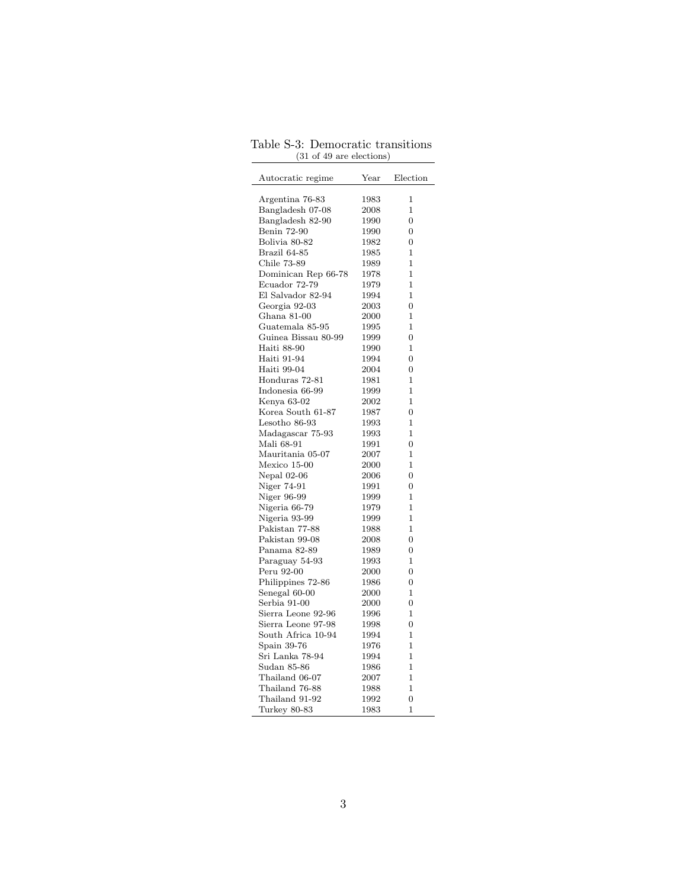Table S-3: Democratic transitions
(31 of 49 are elections)

| Autocratic regime | Year | Election |
|---|---|---|
| Argentina 76-83 | 1983 | 1 |
| Bangladesh 07-08 | 2008 | 1 |
| Bangladesh 82-90 | 1990 | 0 |
| Benin 72-90 | 1990 | 0 |
| Bolivia 80-82 | 1982 | 0 |
| Brazil 64-85 | 1985 | 1 |
| Chile 73-89 | 1989 | 1 |
| Dominican Rep 66-78 | 1978 | 1 |
| Ecuador 72-79 | 1979 | 1 |
| El Salvador 82-94 | 1994 | 1 |
| Georgia 92-03 | 2003 | 0 |
| Ghana 81-00 | 2000 | 1 |
| Guatemala 85-95 | 1995 | 1 |
| Guinea Bissau 80-99 | 1999 | 0 |
| Haiti 88-90 | 1990 | 1 |
| Haiti 91-94 | 1994 | 0 |
| Haiti 99-04 | 2004 | 0 |
| Honduras 72-81 | 1981 | 1 |
| Indonesia 66-99 | 1999 | 1 |
| Kenya 63-02 | 2002 | 1 |
| Korea South 61-87 | 1987 | 0 |
| Lesotho 86-93 | 1993 | 1 |
| Madagascar 75-93 | 1993 | 1 |
| Mali 68-91 | 1991 | 0 |
| Mauritania 05-07 | 2007 | 1 |
| Mexico 15-00 | 2000 | 1 |
| Nepal 02-06 | 2006 | 0 |
| Niger 74-91 | 1991 | 0 |
| Niger 96-99 | 1999 | 1 |
| Nigeria 66-79 | 1979 | 1 |
| Nigeria 93-99 | 1999 | 1 |
| Pakistan 77-88 | 1988 | 1 |
| Pakistan 99-08 | 2008 | 0 |
| Panama 82-89 | 1989 | 0 |
| Paraguay 54-93 | 1993 | 1 |
| Peru 92-00 | 2000 | 0 |
| Philippines 72-86 | 1986 | 0 |
| Senegal 60-00 | 2000 | 1 |
| Serbia 91-00 | 2000 | 0 |
| Sierra Leone 92-96 | 1996 | 1 |
| Sierra Leone 97-98 | 1998 | 0 |
| South Africa 10-94 | 1994 | 1 |
| Spain 39-76 | 1976 | 1 |
| Sri Lanka 78-94 | 1994 | 1 |
| Sudan 85-86 | 1986 | 1 |
| Thailand 06-07 | 2007 | 1 |
| Thailand 76-88 | 1988 | 1 |
| Thailand 91-92 | 1992 | 0 |
| Turkey 80-83 | 1983 | 1 |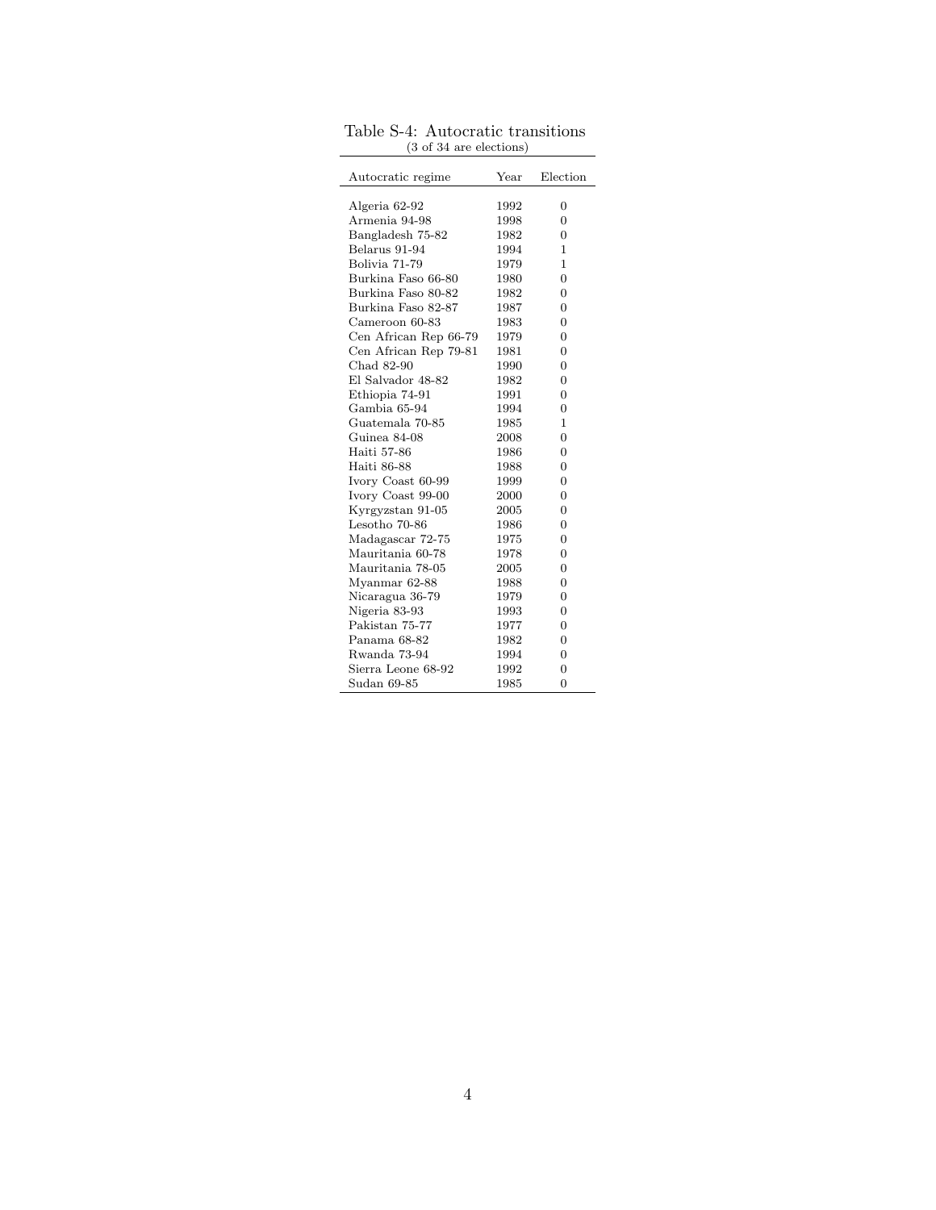Table S-4: Autocratic transitions
(3 of 34 are elections)

| Autocratic regime | Year | Election |
|---|---|---|
| Algeria 62-92 | 1992 | 0 |
| Armenia 94-98 | 1998 | 0 |
| Bangladesh 75-82 | 1982 | 0 |
| Belarus 91-94 | 1994 | 1 |
| Bolivia 71-79 | 1979 | 1 |
| Burkina Faso 66-80 | 1980 | 0 |
| Burkina Faso 80-82 | 1982 | 0 |
| Burkina Faso 82-87 | 1987 | 0 |
| Cameroon 60-83 | 1983 | 0 |
| Cen African Rep 66-79 | 1979 | 0 |
| Cen African Rep 79-81 | 1981 | 0 |
| Chad 82-90 | 1990 | 0 |
| El Salvador 48-82 | 1982 | 0 |
| Ethiopia 74-91 | 1991 | 0 |
| Gambia 65-94 | 1994 | 0 |
| Guatemala 70-85 | 1985 | 1 |
| Guinea 84-08 | 2008 | 0 |
| Haiti 57-86 | 1986 | 0 |
| Haiti 86-88 | 1988 | 0 |
| Ivory Coast 60-99 | 1999 | 0 |
| Ivory Coast 99-00 | 2000 | 0 |
| Kyrgyzstan 91-05 | 2005 | 0 |
| Lesotho 70-86 | 1986 | 0 |
| Madagascar 72-75 | 1975 | 0 |
| Mauritania 60-78 | 1978 | 0 |
| Mauritania 78-05 | 2005 | 0 |
| Myanmar 62-88 | 1988 | 0 |
| Nicaragua 36-79 | 1979 | 0 |
| Nigeria 83-93 | 1993 | 0 |
| Pakistan 75-77 | 1977 | 0 |
| Panama 68-82 | 1982 | 0 |
| Rwanda 73-94 | 1994 | 0 |
| Sierra Leone 68-92 | 1992 | 0 |
| Sudan 69-85 | 1985 | 0 |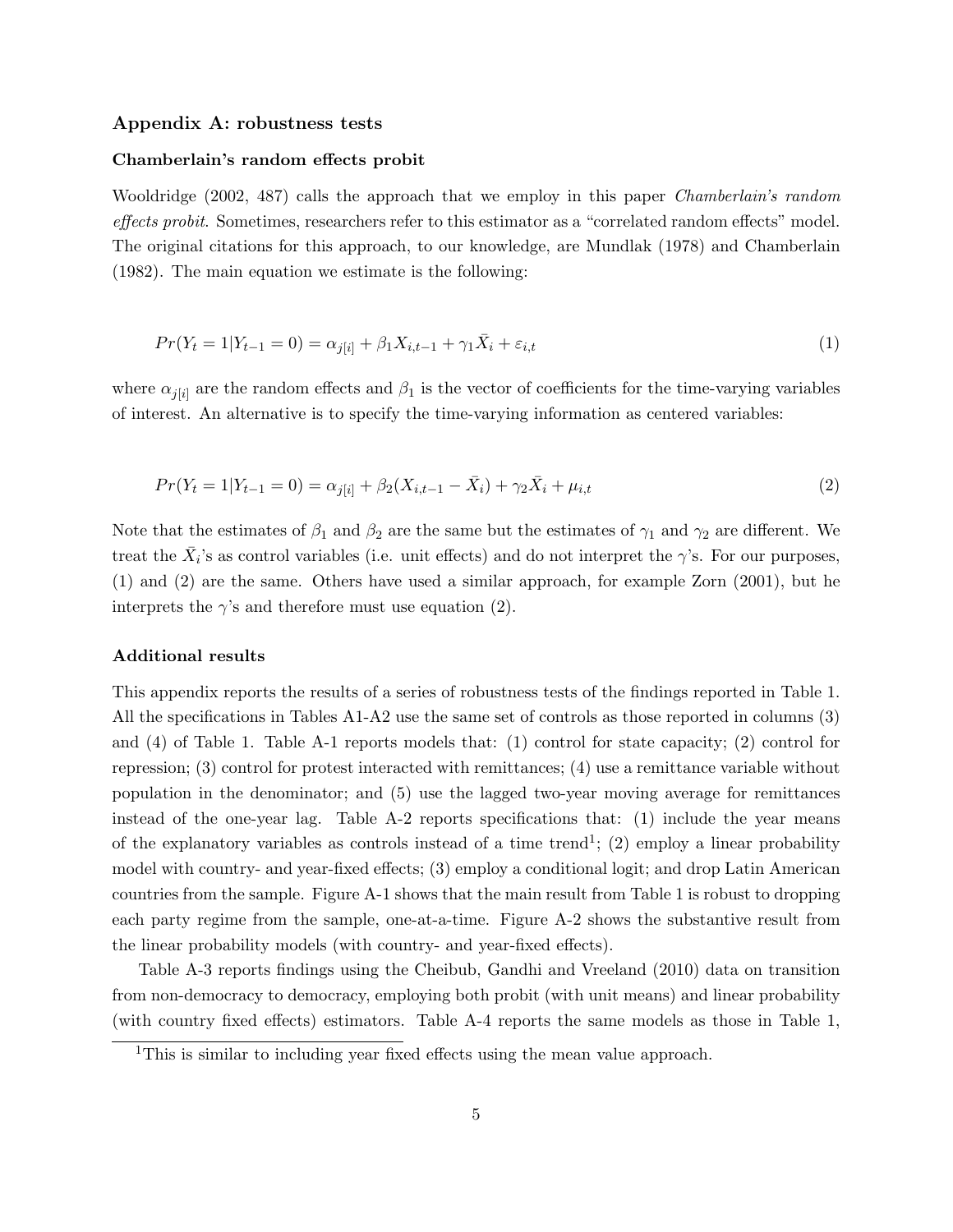## Appendix A: robustness tests

### Chamberlain's random effects probit

Wooldridge (2002, 487) calls the approach that we employ in this paper *Chamberlain's random effects probit*. Sometimes, researchers refer to this estimator as a "correlated random effects" model. The original citations for this approach, to our knowledge, are Mundlak (1978) and Chamberlain (1982). The main equation we estimate is the following:

$$Pr(Y_t = 1|Y_{t-1} = 0) = \alpha_{j[i]} + \beta_1 X_{i,t-1} + \gamma_1 \bar{X}_i + \varepsilon_{i,t} \tag{1}$$

where $\alpha_{j[i]}$ are the random effects and $\beta_1$ is the vector of coefficients for the time-varying variables of interest. An alternative is to specify the time-varying information as centered variables:

$$Pr(Y_t = 1|Y_{t-1} = 0) = \alpha_{j[i]} + \beta_2 (X_{i,t-1} - \bar{X}_i) + \gamma_2 \bar{X}_i + \mu_{i,t} \tag{2}$$

Note that the estimates of $\beta_1$ and $\beta_2$ are the same but the estimates of $\gamma_1$ and $\gamma_2$ are different. We treat the $\bar{X}_i$'s as control variables (i.e. unit effects) and do not interpret the $\gamma$'s. For our purposes, (1) and (2) are the same. Others have used a similar approach, for example Zorn (2001), but he interprets the $\gamma$'s and therefore must use equation (2).

### Additional results

This appendix reports the results of a series of robustness tests of the findings reported in Table 1. All the specifications in Tables A1-A2 use the same set of controls as those reported in columns (3) and (4) of Table 1. Table A-1 reports models that: (1) control for state capacity; (2) control for repression; (3) control for protest interacted with remittances; (4) use a remittance variable without population in the denominator; and (5) use the lagged two-year moving average for remittances instead of the one-year lag. Table A-2 reports specifications that: (1) include the year means of the explanatory variables as controls instead of a time trend[1]; (2) employ a linear probability model with country- and year-fixed effects; (3) employ a conditional logit; and drop Latin American countries from the sample. Figure A-1 shows that the main result from Table 1 is robust to dropping each party regime from the sample, one-at-a-time. Figure A-2 shows the substantive result from the linear probability models (with country- and year-fixed effects).

Table A-3 reports findings using the Cheibub, Gandhi and Vreeland (2010) data on transition from non-democracy to democracy, employing both probit (with unit means) and linear probability (with country fixed effects) estimators. Table A-4 reports the same models as those in Table 1,

[1] This is similar to including year fixed effects using the mean value approach.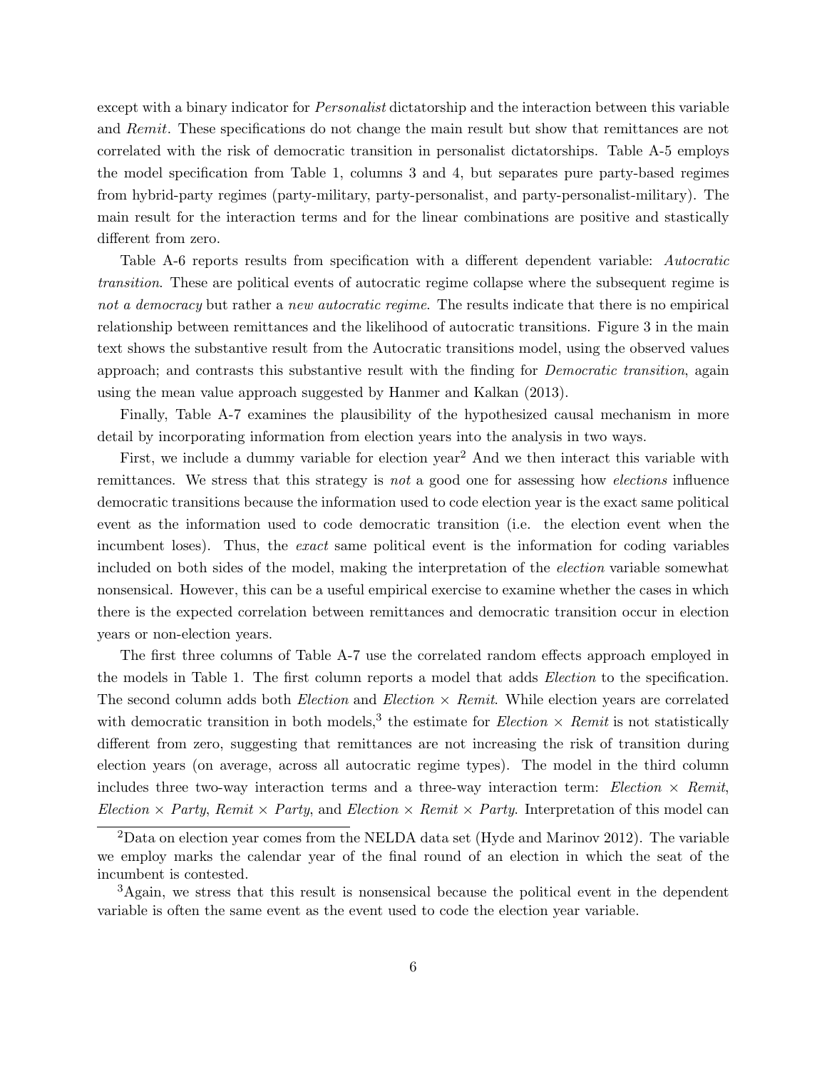except with a binary indicator for *Personalist* dictatorship and the interaction between this variable and *Remit*. These specifications do not change the main result but show that remittances are not correlated with the risk of democratic transition in personalist dictatorships. Table A-5 employs the model specification from Table 1, columns 3 and 4, but separates pure party-based regimes from hybrid-party regimes (party-military, party-personalist, and party-personalist-military). The main result for the interaction terms and for the linear combinations are positive and stastically different from zero.

Table A-6 reports results from specification with a different dependent variable: *Autocratic transition*. These are political events of autocratic regime collapse where the subsequent regime is *not a democracy* but rather a *new autocratic regime*. The results indicate that there is no empirical relationship between remittances and the likelihood of autocratic transitions. Figure 3 in the main text shows the substantive result from the Autocratic transitions model, using the observed values approach; and contrasts this substantive result with the finding for *Democratic transition*, again using the mean value approach suggested by Hanmer and Kalkan (2013).

Finally, Table A-7 examines the plausibility of the hypothesized causal mechanism in more detail by incorporating information from election years into the analysis in two ways.

First, we include a dummy variable for election year[2] And we then interact this variable with remittances. We stress that this strategy is *not* a good one for assessing how *elections* influence democratic transitions because the information used to code election year is the exact same political event as the information used to code democratic transition (i.e. the election event when the incumbent loses). Thus, the *exact* same political event is the information for coding variables included on both sides of the model, making the interpretation of the *election* variable somewhat nonsensical. However, this can be a useful empirical exercise to examine whether the cases in which there is the expected correlation between remittances and democratic transition occur in election years or non-election years.

The first three columns of Table A-7 use the correlated random effects approach employed in the models in Table 1. The first column reports a model that adds *Election* to the specification. The second column adds both *Election* and *Election* × *Remit*. While election years are correlated with democratic transition in both models,[3] the estimate for *Election* × *Remit* is not statistically different from zero, suggesting that remittances are not increasing the risk of transition during election years (on average, across all autocratic regime types). The model in the third column includes three two-way interaction terms and a three-way interaction term: *Election* × *Remit*, *Election* × *Party*, *Remit* × *Party*, and *Election* × *Remit* × *Party*. Interpretation of this model can

[2]Data on election year comes from the NELDA data set (Hyde and Marinov 2012). The variable we employ marks the calendar year of the final round of an election in which the seat of the incumbent is contested.

[3]Again, we stress that this result is nonsensical because the political event in the dependent variable is often the same event as the event used to code the election year variable.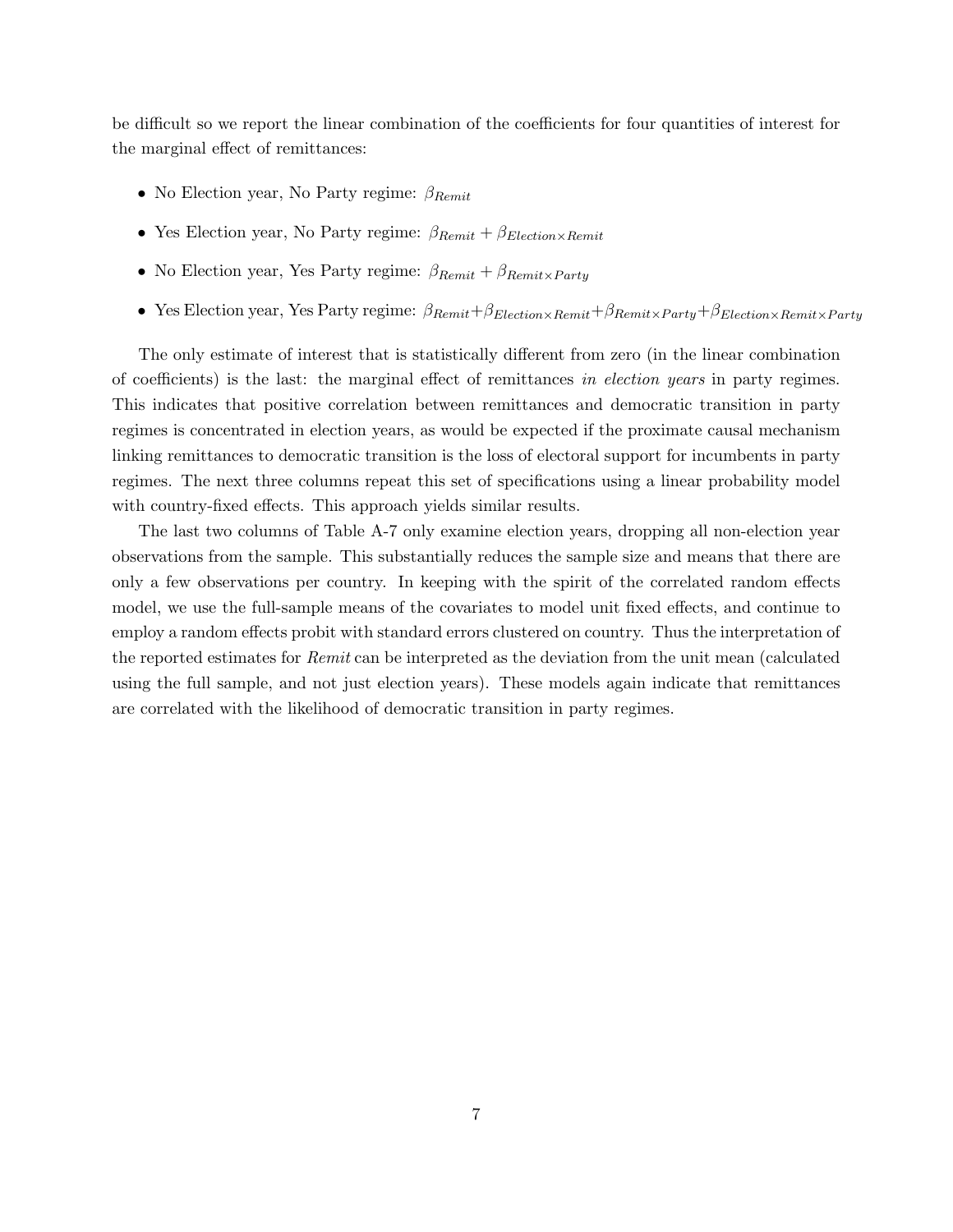be difficult so we report the linear combination of the coefficients for four quantities of interest for the marginal effect of remittances:

- No Election year, No Party regime: $\beta_{Remit}$
- Yes Election year, No Party regime: $\beta_{Remit} + \beta_{Election \times Remit}$
- No Election year, Yes Party regime: $\beta_{Remit} + \beta_{Remit \times Party}$
- Yes Election year, Yes Party regime: $\beta_{Remit} + \beta_{Election \times Remit} + \beta_{Remit \times Party} + \beta_{Election \times Remit \times Party}$

The only estimate of interest that is statistically different from zero (in the linear combination of coefficients) is the last: the marginal effect of remittances *in election years* in party regimes. This indicates that positive correlation between remittances and democratic transition in party regimes is concentrated in election years, as would be expected if the proximate causal mechanism linking remittances to democratic transition is the loss of electoral support for incumbents in party regimes. The next three columns repeat this set of specifications using a linear probability model with country-fixed effects. This approach yields similar results.

The last two columns of Table A-7 only examine election years, dropping all non-election year observations from the sample. This substantially reduces the sample size and means that there are only a few observations per country. In keeping with the spirit of the correlated random effects model, we use the full-sample means of the covariates to model unit fixed effects, and continue to employ a random effects probit with standard errors clustered on country. Thus the interpretation of the reported estimates for *Remit* can be interpreted as the deviation from the unit mean (calculated using the full sample, and not just election years). These models again indicate that remittances are correlated with the likelihood of democratic transition in party regimes.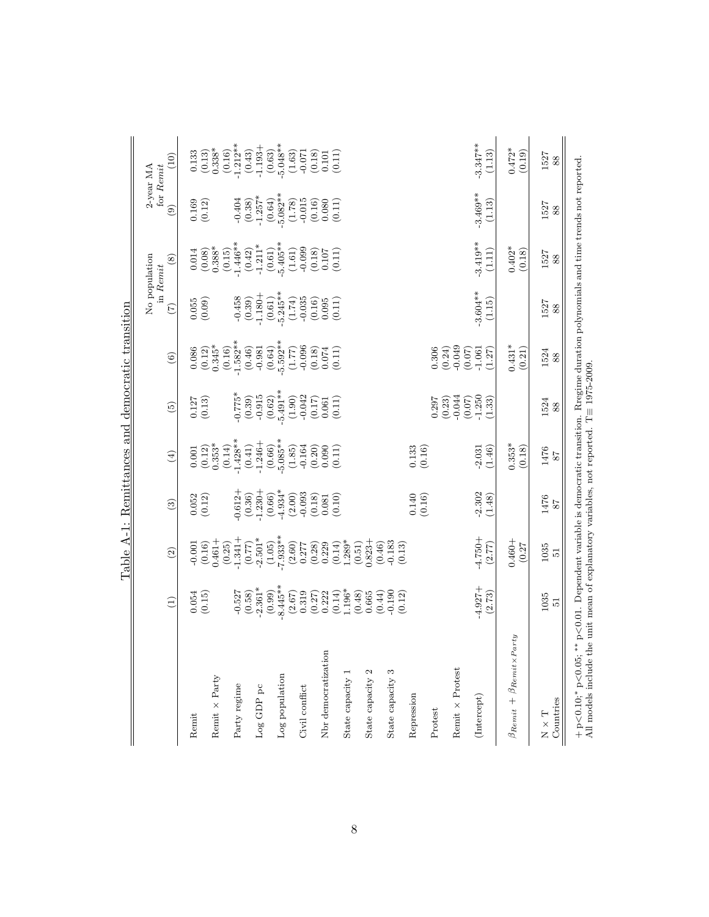Table A-1: Remittances and democratic transition

| | (1) | (2) | (3) | (4) | (5) | (6) | No population in *Remit* (7) | No population in *Remit* (8) | 2-year MA for *Remit* (9) | 2-year MA for *Remit* (10) |
|---|---|---|---|---|---|---|---|---|---|---|
| Remit | 0.054 | -0.001 | 0.052 | 0.001 | 0.127 | 0.086 | 0.055 | 0.014 | 0.169 | 0.133 |
| | (0.15) | (0.16) | (0.12) | (0.12) | (0.13) | (0.12) | (0.09) | (0.08) | (0.12) | (0.13) |
| Remit × Party | | 0.461+ | | 0.353* | | 0.345* | | 0.388* | | 0.338* |
| | | (0.25) | | (0.14) | | (0.16) | | (0.15) | | (0.16) |
| Party regime | -0.527 | -1.341+ | -0.612+ | -1.428** | -0.775* | -1.582** | -0.458 | -1.446** | -0.404 | -1.212** |
| | (0.58) | (0.77) | (0.36) | (0.41) | (0.39) | (0.46) | (0.39) | (0.42) | (0.38) | (0.43) |
| Log GDP pc | -2.361* | -2.501* | -1.230+ | -1.246+ | -0.915 | -0.981 | -1.180+ | -1.211* | -1.257* | -1.193+ |
| | (0.99) | (1.05) | (0.66) | (0.66) | (0.62) | (0.64) | (0.61) | (0.61) | (0.64) | (0.63) |
| Log population | -8.445** | -7.933** | -4.934* | -5.085** | -5.491** | -5.592** | -5.245** | -5.405** | -5.082** | -5.048** |
| | (2.67) | (2.60) | (2.00) | (1.85) | (1.90) | (1.77) | (1.74) | (1.61) | (1.78) | (1.63) |
| Civil conflict | 0.319 | 0.277 | -0.093 | -0.164 | -0.042 | -0.096 | -0.035 | -0.099 | -0.015 | -0.071 |
| | (0.27) | (0.28) | (0.18) | (0.20) | (0.17) | (0.18) | (0.16) | (0.18) | (0.16) | (0.18) |
| Nbr democratization | 0.222 | 0.229 | 0.081 | 0.090 | 0.061 | 0.074 | 0.095 | 0.107 | 0.080 | 0.101 |
| | (0.14) | (0.14) | (0.10) | (0.11) | (0.11) | (0.11) | (0.11) | (0.11) | (0.11) | (0.11) |
| State capacity 1 | 1.196* | 1.289* | | | | | | | | |
| | (0.48) | (0.51) | | | | | | | | |
| State capacity 2 | 0.665 | 0.823+ | | | | | | | | |
| | (0.44) | (0.46) | | | | | | | | |
| State capacity 3 | -0.190 | -0.183 | | | | | | | | |
| | (0.12) | (0.13) | | | | | | | | |
| Repression | | | 0.140 | 0.133 | | | | | | |
| | | | (0.16) | (0.16) | | | | | | |
| Protest | | | | | 0.297 | 0.306 | | | | |
| | | | | | (0.23) | (0.24) | | | | |
| Remit × Protest | | | | | -0.044 | -0.049 | | | | |
| | | | | | (0.07) | (0.07) | | | | |
| (Intercept) | -4.927+ | -4.750+ | -2.302 | -2.031 | -1.250 | -1.061 | -3.604** | -3.419** | -3.469** | -3.347** |
| | (2.73) | (2.77) | (1.48) | (1.46) | (1.33) | (1.27) | (1.15) | (1.11) | (1.13) | (1.13) |
| $\beta_{Remit} + \beta_{Remit \times Party}$ | | 0.460+ | | 0.353* | | 0.431* | | 0.402* | | 0.472* |
| | | (0.27 | | (0.18) | | (0.21) | | (0.18) | | (0.19) |
| N × T | 1035 | 1035 | 1476 | 1476 | 1524 | 1524 | 1527 | 1527 | 1527 | 1527 |
| Countries | 51 | 51 | 87 | 87 | 88 | 88 | 88 | 88 | 88 | 88 |

+ p<0.10;* p<0.05; ** p<0.01. Dependent variable is democratic transition. Rregime duration polynomials and time trends not reported. All models include the unit mean of explanatory variables, not reported. T≡ 1975-2009.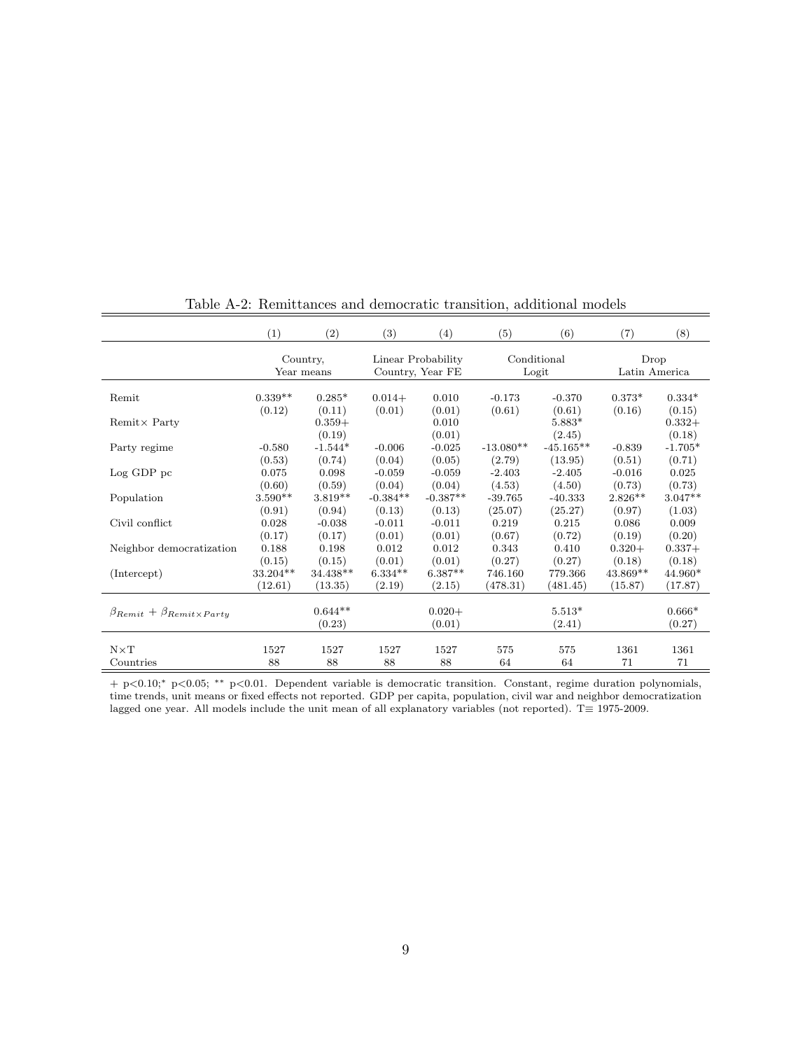Table A-2: Remittances and democratic transition, additional models

| | (1) | (2) | (3) | (4) | (5) | (6) | (7) | (8) |
|---|---|---|---|---|---|---|---|---|
| | Country, Year means | | Linear Probability Country, Year FE | | Conditional Logit | | Drop Latin America | |
| Remit | 0.339** | 0.285* | 0.014+ | 0.010 | -0.173 | -0.370 | 0.373* | 0.334* |
| | (0.12) | (0.11) | (0.01) | (0.01) | (0.61) | (0.61) | (0.16) | (0.15) |
| Remit× Party | | 0.359+ | | 0.010 | | 5.883* | | 0.332+ |
| | | (0.19) | | (0.01) | | (2.45) | | (0.18) |
| Party regime | -0.580 | -1.544* | -0.006 | -0.025 | -13.080** | -45.165** | -0.839 | -1.705* |
| | (0.53) | (0.74) | (0.04) | (0.05) | (2.79) | (13.95) | (0.51) | (0.71) |
| Log GDP pc | 0.075 | 0.098 | -0.059 | -0.059 | -2.403 | -2.405 | -0.016 | 0.025 |
| | (0.60) | (0.59) | (0.04) | (0.04) | (4.53) | (4.50) | (0.73) | (0.73) |
| Population | 3.590** | 3.819** | -0.384** | -0.387** | -39.765 | -40.333 | 2.826** | 3.047** |
| | (0.91) | (0.94) | (0.13) | (0.13) | (25.07) | (25.27) | (0.97) | (1.03) |
| Civil conflict | 0.028 | -0.038 | -0.011 | -0.011 | 0.219 | 0.215 | 0.086 | 0.009 |
| | (0.17) | (0.17) | (0.01) | (0.01) | (0.67) | (0.72) | (0.19) | (0.20) |
| Neighbor democratization | 0.188 | 0.198 | 0.012 | 0.012 | 0.343 | 0.410 | 0.320+ | 0.337+ |
| | (0.15) | (0.15) | (0.01) | (0.01) | (0.27) | (0.27) | (0.18) | (0.18) |
| (Intercept) | 33.204** | 34.438** | 6.334** | 6.387** | 746.160 | 779.366 | 43.869** | 44.960* |
| | (12.61) | (13.35) | (2.19) | (2.15) | (478.31) | (481.45) | (15.87) | (17.87) |
| $\beta_{Remit} + \beta_{Remit \times Party}$ | | 0.644** | | 0.020+ | | 5.513* | | 0.666* |
| | | (0.23) | | (0.01) | | (2.41) | | (0.27) |
| N×T | 1527 | 1527 | 1527 | 1527 | 575 | 575 | 1361 | 1361 |
| Countries | 88 | 88 | 88 | 88 | 64 | 64 | 71 | 71 |

+ p<0.10;* p<0.05; ** p<0.01. Dependent variable is democratic transition. Constant, regime duration polynomials, time trends, unit means or fixed effects not reported. GDP per capita, population, civil war and neighbor democratization lagged one year. All models include the unit mean of all explanatory variables (not reported). T≡ 1975-2009.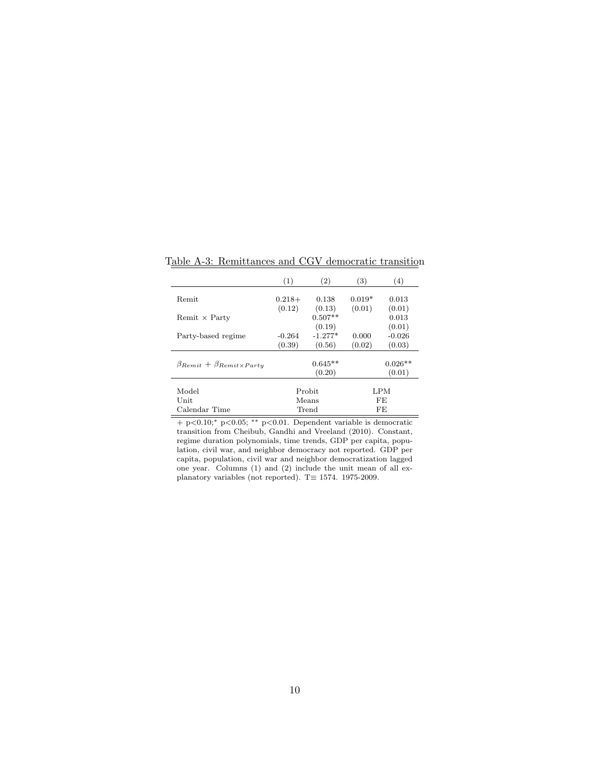Table A-3: Remittances and CGV democratic transition

| | (1) | (2) | (3) | (4) |
|---|---|---|---|---|
| Remit | 0.218+ | 0.138 | 0.019* | 0.013 |
| | (0.12) | (0.13) | (0.01) | (0.01) |
| Remit × Party | | 0.507** | | 0.013 |
| | | (0.19) | | (0.01) |
| Party-based regime | -0.264 | -1.277* | 0.000 | -0.026 |
| | (0.39) | (0.56) | (0.02) | (0.03) |
| $\beta_{Remit} + \beta_{Remit \times Party}$ | | 0.645** | | 0.026** |
| | | (0.20) | | (0.01) |
| Model | Probit | | LPM | |
| Unit | Means | | FE | |
| Calendar Time | Trend | | FE | |

+ $p<0.10$;* $p<0.05$; ** $p<0.01$. Dependent variable is democratic transition from Cheibub, Gandhi and Vreeland (2010). Constant, regime duration polynomials, time trends, GDP per capita, population, civil war, and neighbor democracy not reported. GDP per capita, population, civil war and neighbor democratization lagged one year. Columns (1) and (2) include the unit mean of all explanatory variables (not reported). T≡ 1574. 1975-2009.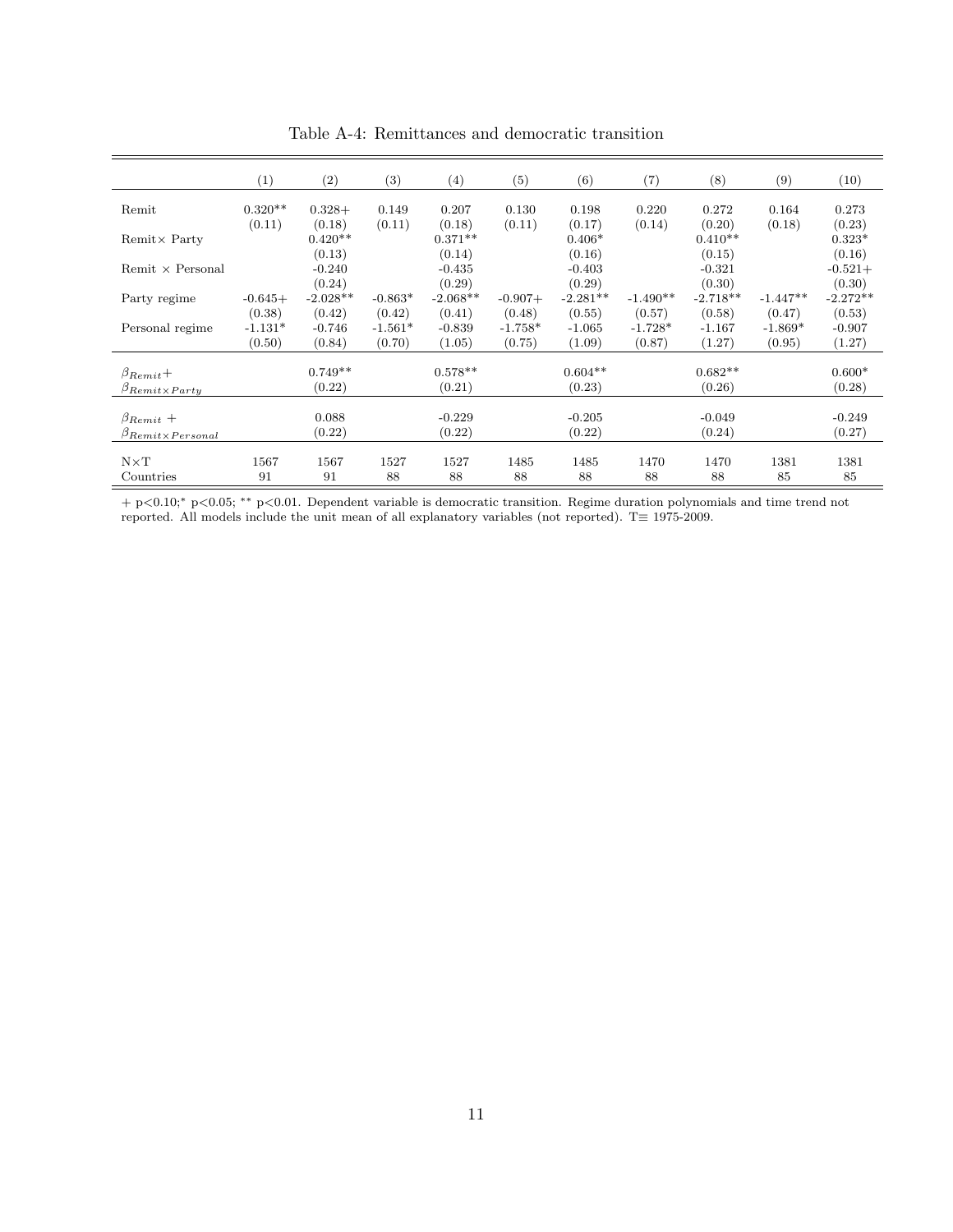Table A-4: Remittances and democratic transition

| | (1) | (2) | (3) | (4) | (5) | (6) | (7) | (8) | (9) | (10) |
|---|---|---|---|---|---|---|---|---|---|---|
| Remit | 0.320** | 0.328+ | 0.149 | 0.207 | 0.130 | 0.198 | 0.220 | 0.272 | 0.164 | 0.273 |
| | (0.11) | (0.18) | (0.11) | (0.18) | (0.11) | (0.17) | (0.14) | (0.20) | (0.18) | (0.23) |
| Remit× Party | | 0.420** | | 0.371** | | 0.406* | | 0.410** | | 0.323* |
| | | (0.13) | | (0.14) | | (0.16) | | (0.15) | | (0.16) |
| Remit × Personal | | -0.240 | | -0.435 | | -0.403 | | -0.321 | | -0.521+ |
| | | (0.24) | | (0.29) | | (0.29) | | (0.30) | | (0.30) |
| Party regime | -0.645+ | -2.028** | -0.863* | -2.068** | -0.907+ | -2.281** | -1.490** | -2.718** | -1.447** | -2.272** |
| | (0.38) | (0.42) | (0.42) | (0.41) | (0.48) | (0.55) | (0.57) | (0.58) | (0.47) | (0.53) |
| Personal regime | -1.131* | -0.746 | -1.561* | -0.839 | -1.758* | -1.065 | -1.728* | -1.167 | -1.869* | -0.907 |
| | (0.50) | (0.84) | (0.70) | (1.05) | (0.75) | (1.09) | (0.87) | (1.27) | (0.95) | (1.27) |
| $\beta_{Remit}+$ | | 0.749** | | 0.578** | | 0.604** | | 0.682** | | 0.600* |
| $\beta_{Remit \times Party}$ | | (0.22) | | (0.21) | | (0.23) | | (0.26) | | (0.28) |
| $\beta_{Remit}$ + | | 0.088 | | -0.229 | | -0.205 | | -0.049 | | -0.249 |
| $\beta_{Remit \times Personal}$ | | (0.22) | | (0.22) | | (0.22) | | (0.24) | | (0.27) |
| N×T | 1567 | 1567 | 1527 | 1527 | 1485 | 1485 | 1470 | 1470 | 1381 | 1381 |
| Countries | 91 | 91 | 88 | 88 | 88 | 88 | 88 | 88 | 85 | 85 |

+ p<0.10;* p<0.05; ** p<0.01. Dependent variable is democratic transition. Regime duration polynomials and time trend not reported. All models include the unit mean of all explanatory variables (not reported). T≡ 1975-2009.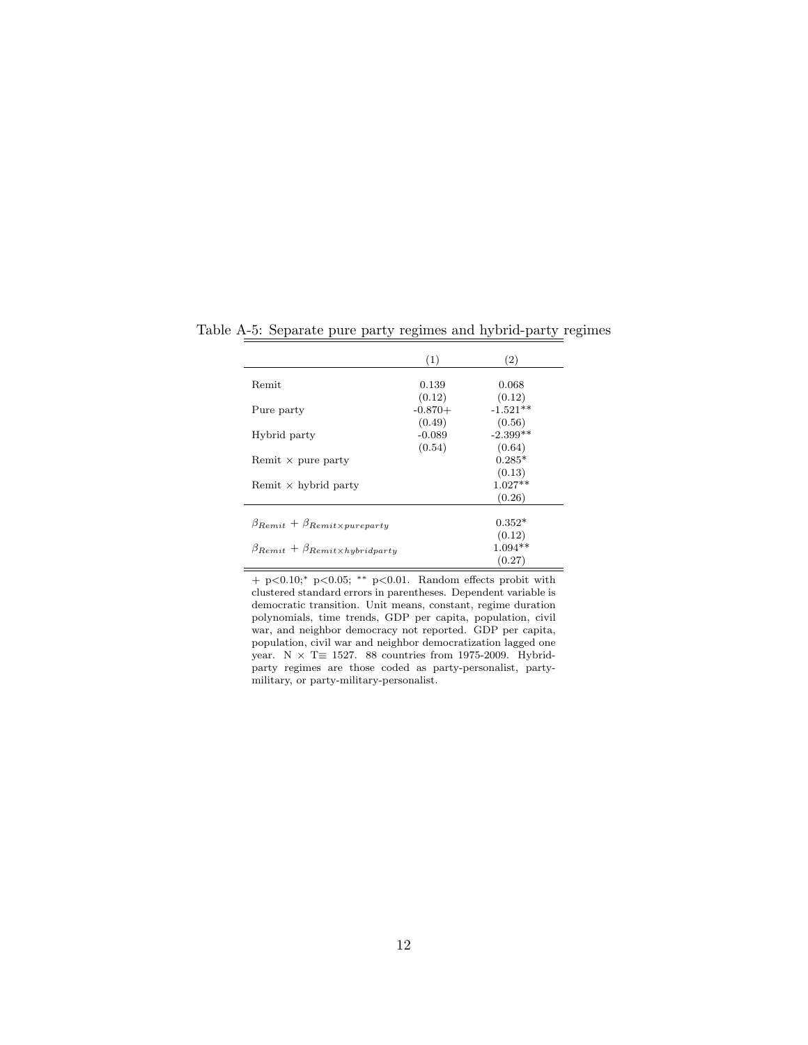Table A-5: Separate pure party regimes and hybrid-party regimes

| | (1) | (2) |
|---|---|---|
| Remit | 0.139 | 0.068 |
| | (0.12) | (0.12) |
| Pure party | -0.870+ | -1.521** |
| | (0.49) | (0.56) |
| Hybrid party | -0.089 | -2.399** |
| | (0.54) | (0.64) |
| Remit × pure party | | 0.285* |
| | | (0.13) |
| Remit × hybrid party | | 1.027** |
| | | (0.26) |
| $\beta_{Remit} + \beta_{Remit \times pureparty}$ | | 0.352* |
| | | (0.12) |
| $\beta_{Remit} + \beta_{Remit \times hybridparty}$ | | 1.094** |
| | | (0.27) |

+ p<0.10;* p<0.05; ** p<0.01. Random effects probit with clustered standard errors in parentheses. Dependent variable is democratic transition. Unit means, constant, regime duration polynomials, time trends, GDP per capita, population, civil war, and neighbor democracy not reported. GDP per capita, population, civil war and neighbor democratization lagged one year. N × T≡ 1527. 88 countries from 1975-2009. Hybrid-party regimes are those coded as party-personalist, party-military, or party-military-personalist.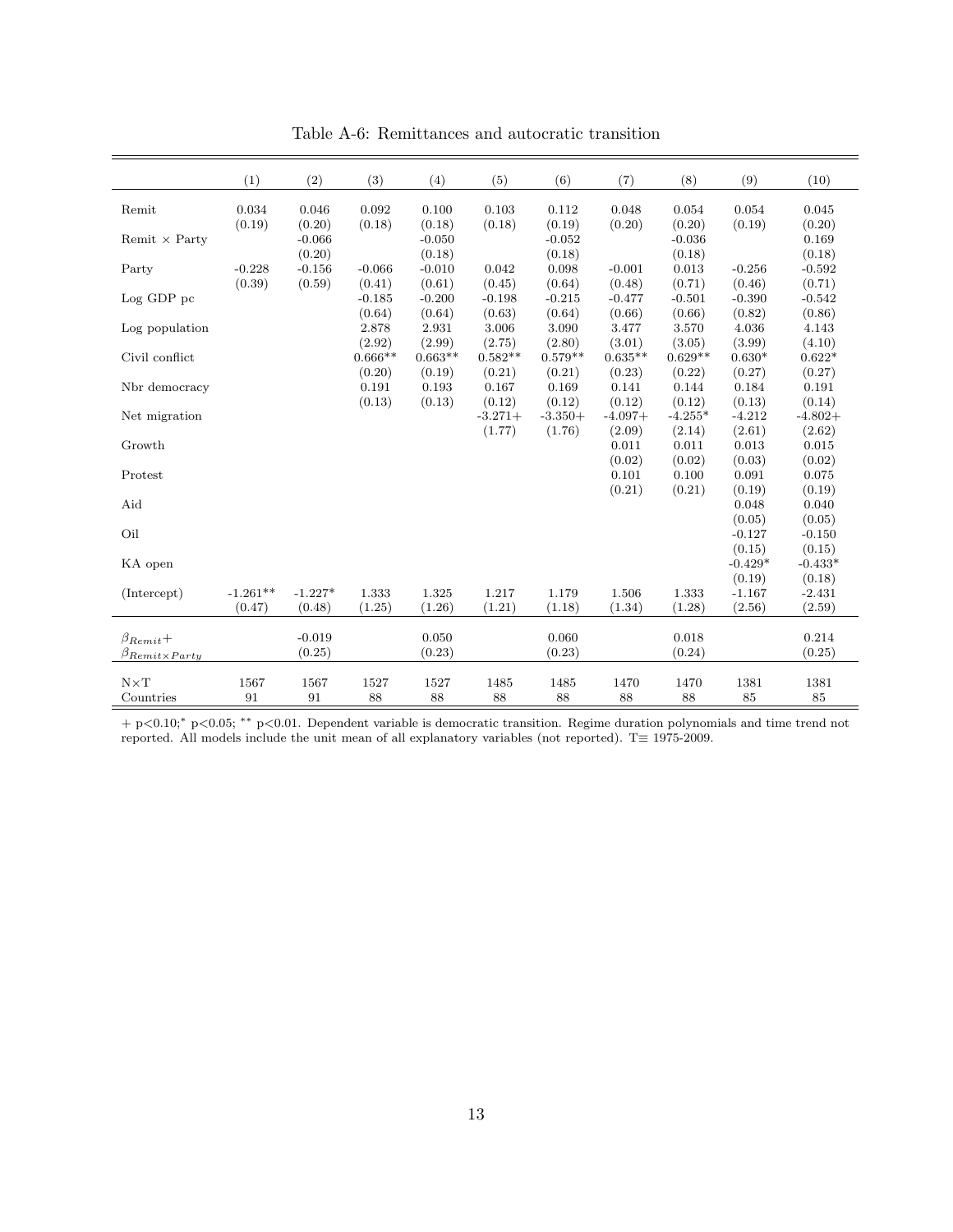Table A-6: Remittances and autocratic transition

| | (1) | (2) | (3) | (4) | (5) | (6) | (7) | (8) | (9) | (10) |
|---|---|---|---|---|---|---|---|---|---|---|
| Remit | 0.034 | 0.046 | 0.092 | 0.100 | 0.103 | 0.112 | 0.048 | 0.054 | 0.054 | 0.045 |
| | (0.19) | (0.20) | (0.18) | (0.18) | (0.18) | (0.19) | (0.20) | (0.20) | (0.19) | (0.20) |
| Remit × Party | | -0.066 | | -0.050 | | -0.052 | | -0.036 | | 0.169 |
| | | (0.20) | | (0.18) | | (0.18) | | (0.18) | | (0.18) |
| Party | -0.228 | -0.156 | -0.066 | -0.010 | 0.042 | 0.098 | -0.001 | 0.013 | -0.256 | -0.592 |
| | (0.39) | (0.59) | (0.41) | (0.61) | (0.45) | (0.64) | (0.48) | (0.71) | (0.46) | (0.71) |
| Log GDP pc | | | -0.185 | -0.200 | -0.198 | -0.215 | -0.477 | -0.501 | -0.390 | -0.542 |
| | | | (0.64) | (0.64) | (0.63) | (0.64) | (0.66) | (0.66) | (0.82) | (0.86) |
| Log population | | | 2.878 | 2.931 | 3.006 | 3.090 | 3.477 | 3.570 | 4.036 | 4.143 |
| | | | (2.92) | (2.99) | (2.75) | (2.80) | (3.01) | (3.05) | (3.99) | (4.10) |
| Civil conflict | | | 0.666** | 0.663** | 0.582** | 0.579** | 0.635** | 0.629** | 0.630* | 0.622* |
| | | | (0.20) | (0.19) | (0.21) | (0.21) | (0.23) | (0.22) | (0.27) | (0.27) |
| Nbr democracy | | | 0.191 | 0.193 | 0.167 | 0.169 | 0.141 | 0.144 | 0.184 | 0.191 |
| | | | (0.13) | (0.13) | (0.12) | (0.12) | (0.12) | (0.12) | (0.13) | (0.14) |
| Net migration | | | | | -3.271+ | -3.350+ | -4.097+ | -4.255* | -4.212 | -4.802+ |
| | | | | | (1.77) | (1.76) | (2.09) | (2.14) | (2.61) | (2.62) |
| Growth | | | | | | | 0.011 | 0.011 | 0.013 | 0.015 |
| | | | | | | | (0.02) | (0.02) | (0.03) | (0.02) |
| Protest | | | | | | | 0.101 | 0.100 | 0.091 | 0.075 |
| | | | | | | | (0.21) | (0.21) | (0.19) | (0.19) |
| Aid | | | | | | | | | 0.048 | 0.040 |
| | | | | | | | | | (0.05) | (0.05) |
| Oil | | | | | | | | | -0.127 | -0.150 |
| | | | | | | | | | (0.15) | (0.15) |
| KA open | | | | | | | | | -0.429* | -0.433* |
| | | | | | | | | | (0.19) | (0.18) |
| (Intercept) | -1.261** | -1.227* | 1.333 | 1.325 | 1.217 | 1.179 | 1.506 | 1.333 | -1.167 | -2.431 |
| | (0.47) | (0.48) | (1.25) | (1.26) | (1.21) | (1.18) | (1.34) | (1.28) | (2.56) | (2.59) |
| $\beta_{Remit}+$ | | -0.019 | | 0.050 | | 0.060 | | 0.018 | | 0.214 |
| $\beta_{Remit \times Party}$ | | (0.25) | | (0.23) | | (0.23) | | (0.24) | | (0.25) |
| N×T | 1567 | 1567 | 1527 | 1527 | 1485 | 1485 | 1470 | 1470 | 1381 | 1381 |
| Countries | 91 | 91 | 88 | 88 | 88 | 88 | 88 | 88 | 85 | 85 |

+ p<0.10;* p<0.05; ** p<0.01. Dependent variable is democratic transition. Regime duration polynomials and time trend not reported. All models include the unit mean of all explanatory variables (not reported). T≡ 1975-2009.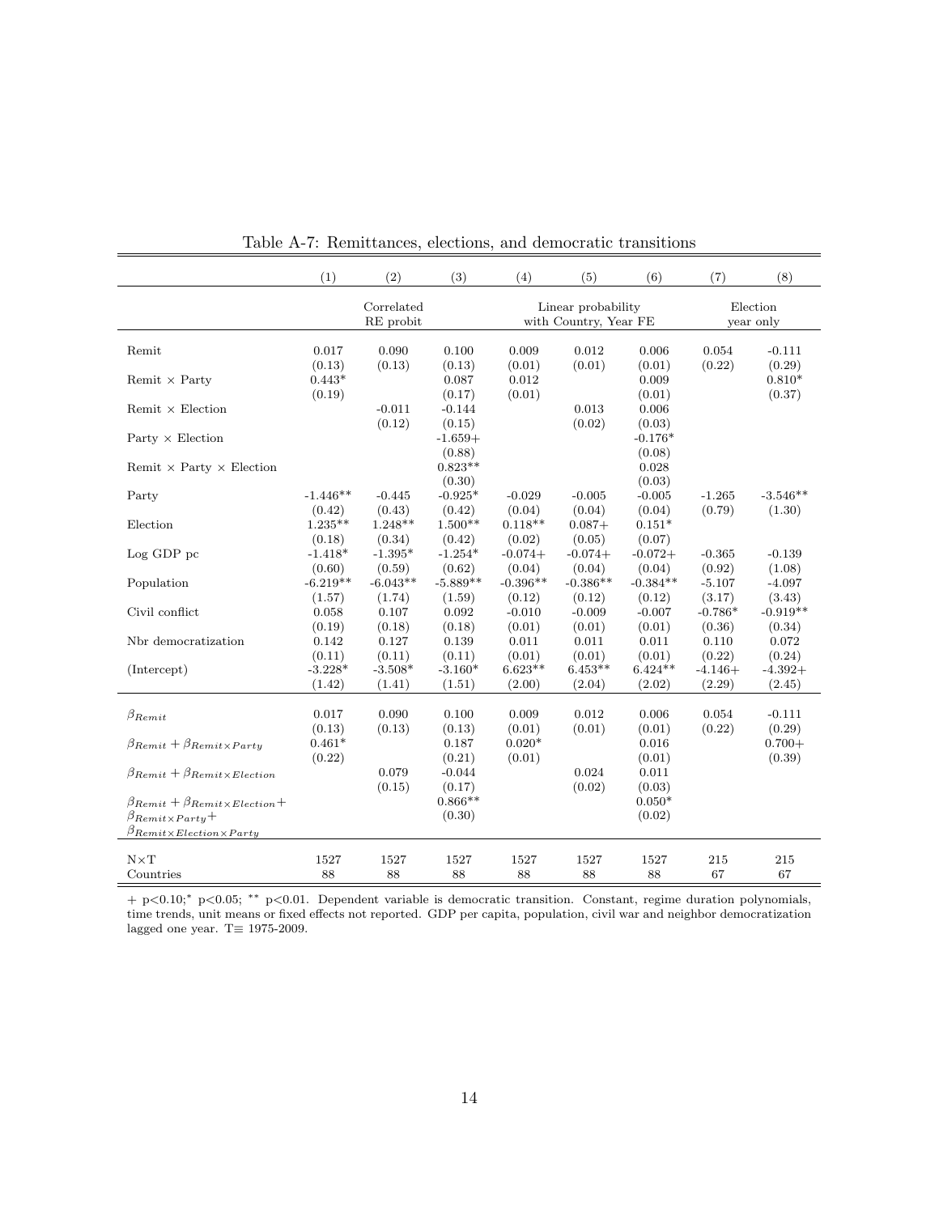Table A-7: Remittances, elections, and democratic transitions

| | (1) | (2) | (3) | (4) | (5) | (6) | (7) | (8) |
|---|---|---|---|---|---|---|---|---|
| | | Correlated RE probit | | | Linear probability with Country, Year FE | | Election year only | |
| Remit | 0.017 | 0.090 | 0.100 | 0.009 | 0.012 | 0.006 | 0.054 | -0.111 |
| | (0.13) | (0.13) | (0.13) | (0.01) | (0.01) | (0.01) | (0.22) | (0.29) |
| Remit × Party | 0.443* | | 0.087 | 0.012 | | 0.009 | | 0.810* |
| | (0.19) | | (0.17) | (0.01) | | (0.01) | | (0.37) |
| Remit × Election | | -0.011 | -0.144 | | 0.013 | 0.006 | | |
| | | (0.12) | (0.15) | | (0.02) | (0.03) | | |
| Party × Election | | | -1.659+ | | | -0.176* | | |
| | | | (0.88) | | | (0.08) | | |
| Remit × Party × Election | | | 0.823** | | | 0.028 | | |
| | | | (0.30) | | | (0.03) | | |
| Party | -1.446** | -0.445 | -0.925* | -0.029 | -0.005 | -0.005 | -1.265 | -3.546** |
| | (0.42) | (0.43) | (0.42) | (0.04) | (0.04) | (0.04) | (0.79) | (1.30) |
| Election | 1.235** | 1.248** | 1.500** | 0.118** | 0.087+ | 0.151* | | |
| | (0.18) | (0.34) | (0.42) | (0.02) | (0.05) | (0.07) | | |
| Log GDP pc | -1.418* | -1.395* | -1.254* | -0.074+ | -0.074+ | -0.072+ | -0.365 | -0.139 |
| | (0.60) | (0.59) | (0.62) | (0.04) | (0.04) | (0.04) | (0.92) | (1.08) |
| Population | -6.219** | -6.043** | -5.889** | -0.396** | -0.386** | -0.384** | -5.107 | -4.097 |
| | (1.57) | (1.74) | (1.59) | (0.12) | (0.12) | (0.12) | (3.17) | (3.43) |
| Civil conflict | 0.058 | 0.107 | 0.092 | -0.010 | -0.009 | -0.007 | -0.786* | -0.919** |
| | (0.19) | (0.18) | (0.18) | (0.01) | (0.01) | (0.01) | (0.36) | (0.34) |
| Nbr democratization | 0.142 | 0.127 | 0.139 | 0.011 | 0.011 | 0.011 | 0.110 | 0.072 |
| | (0.11) | (0.11) | (0.11) | (0.01) | (0.01) | (0.01) | (0.22) | (0.24) |
| (Intercept) | -3.228* | -3.508* | -3.160* | 6.623** | 6.453** | 6.424** | -4.146+ | -4.392+ |
| | (1.42) | (1.41) | (1.51) | (2.00) | (2.04) | (2.02) | (2.29) | (2.45) |
| $\beta_{Remit}$ | 0.017 | 0.090 | 0.100 | 0.009 | 0.012 | 0.006 | 0.054 | -0.111 |
| | (0.13) | (0.13) | (0.13) | (0.01) | (0.01) | (0.01) | (0.22) | (0.29) |
| $\beta_{Remit} + \beta_{Remit \times Party}$ | 0.461* | | 0.187 | 0.020* | | 0.016 | | 0.700+ |
| | (0.22) | | (0.21) | (0.01) | | (0.01) | | (0.39) |
| $\beta_{Remit} + \beta_{Remit \times Election}$ | | 0.079 | -0.044 | | 0.024 | 0.011 | | |
| | | (0.15) | (0.17) | | (0.02) | (0.03) | | |
| $\beta_{Remit} + \beta_{Remit \times Election} +$ $\beta_{Remit \times Party} +$ $\beta_{Remit \times Election \times Party}$ | | | 0.866** | | | 0.050* | | |
| | | | (0.30) | | | (0.02) | | |
| N×T | 1527 | 1527 | 1527 | 1527 | 1527 | 1527 | 215 | 215 |
| Countries | 88 | 88 | 88 | 88 | 88 | 88 | 67 | 67 |

+ p<0.10; * p<0.05; ** p<0.01. Dependent variable is democratic transition. Constant, regime duration polynomials, time trends, unit means or fixed effects not reported. GDP per capita, population, civil war and neighbor democratization lagged one year. T≡ 1975-2009.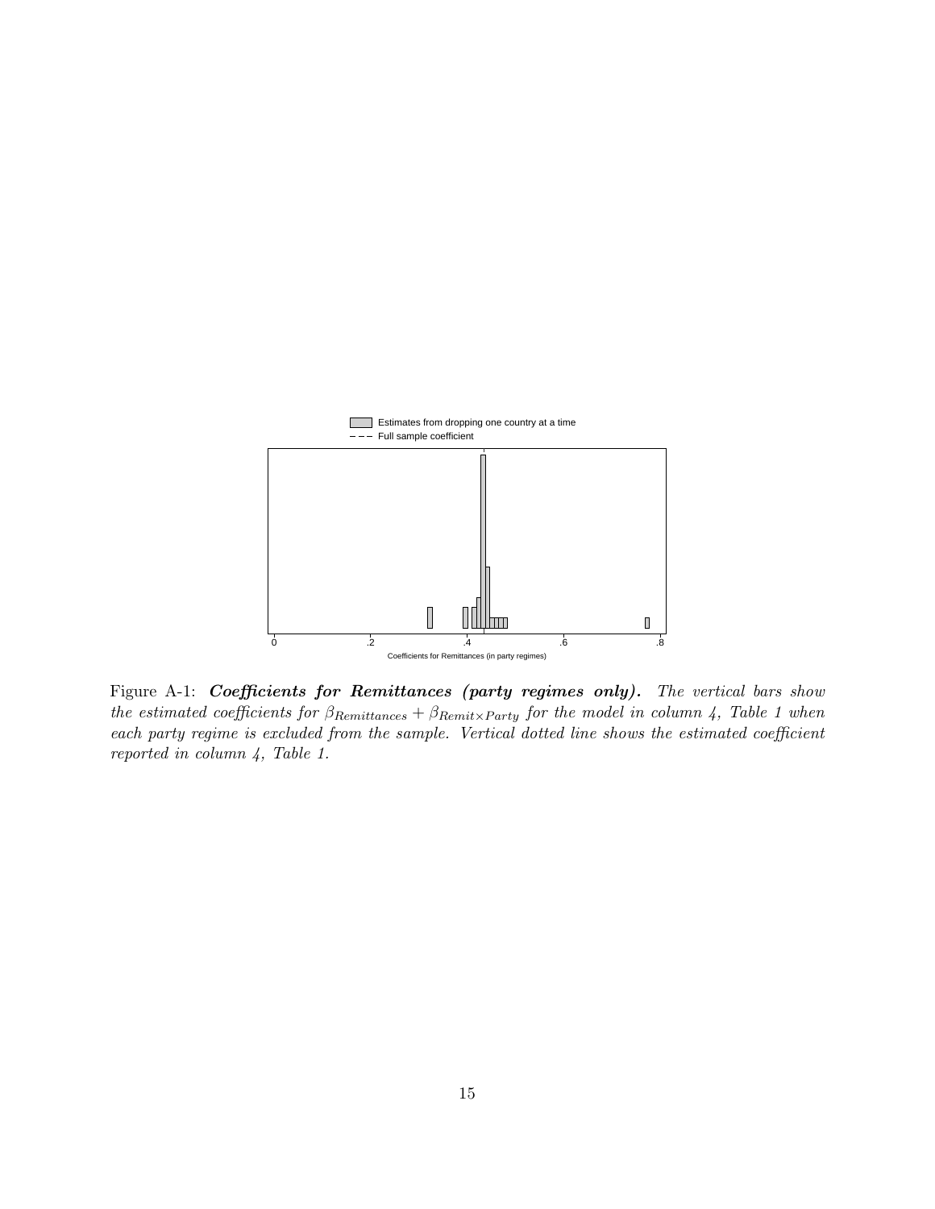Figure A-1: ***Coefficients for Remittances (party regimes only).*** *The vertical bars show the estimated coefficients for $\beta_{Remittances} + \beta_{Remit \times Party}$ for the model in column 4, Table 1 when each party regime is excluded from the sample. Vertical dotted line shows the estimated coefficient reported in column 4, Table 1.*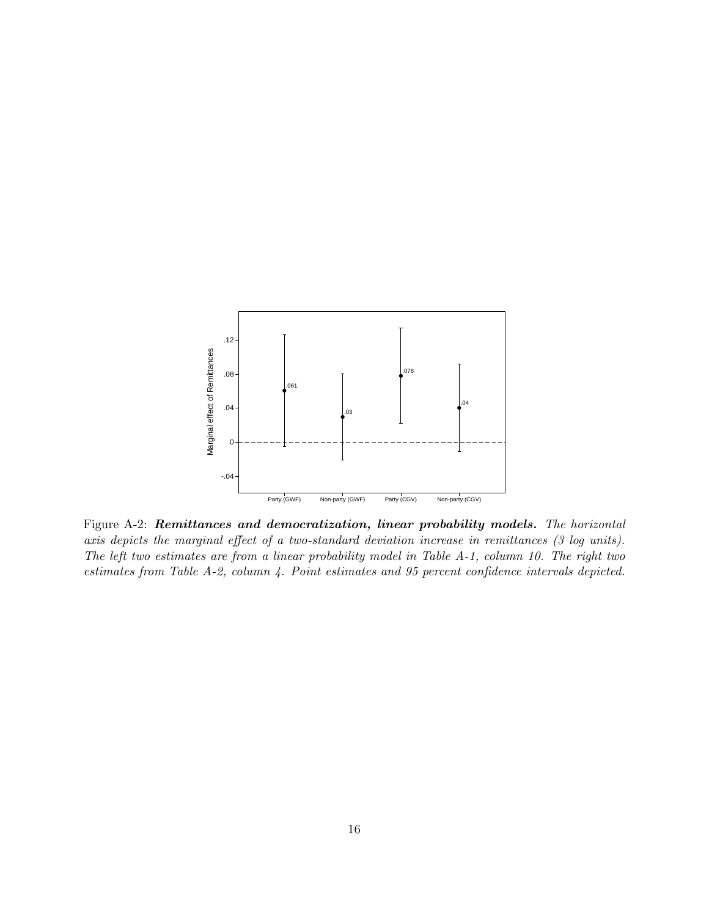Figure A-2: ***Remittances and democratization, linear probability models.*** *The horizontal axis depicts the marginal effect of a two-standard deviation increase in remittances (3 log units). The left two estimates are from a linear probability model in Table A-1, column 10. The right two estimates from Table A-2, column 4. Point estimates and 95 percent confidence intervals depicted.*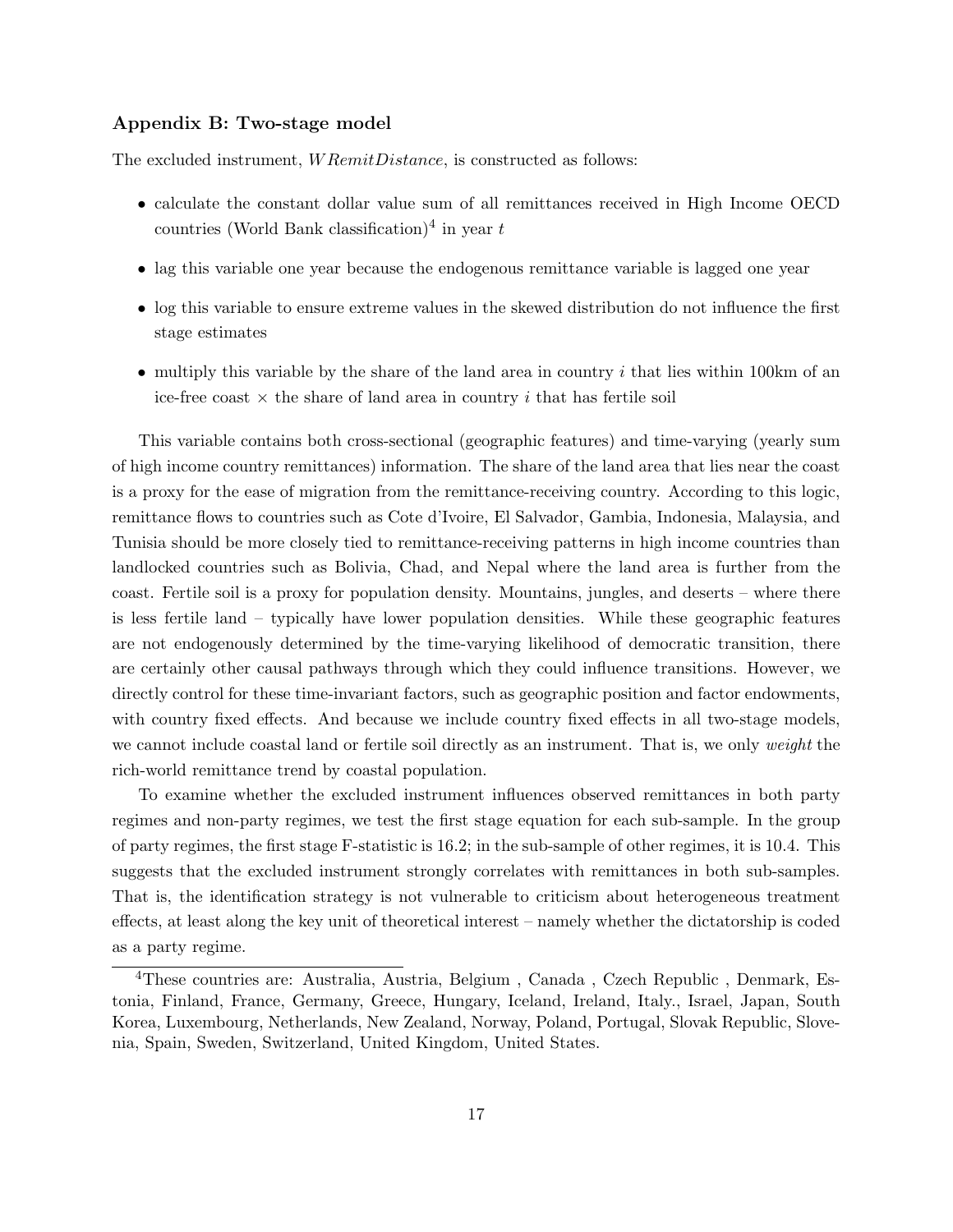### Appendix B: Two-stage model

The excluded instrument, *WRemitDistance*, is constructed as follows:

- calculate the constant dollar value sum of all remittances received in High Income OECD countries (World Bank classification)[4] in year $t$
- lag this variable one year because the endogenous remittance variable is lagged one year
- log this variable to ensure extreme values in the skewed distribution do not influence the first stage estimates
- multiply this variable by the share of the land area in country $i$ that lies within 100km of an ice-free coast × the share of land area in country $i$ that has fertile soil

This variable contains both cross-sectional (geographic features) and time-varying (yearly sum of high income country remittances) information. The share of the land area that lies near the coast is a proxy for the ease of migration from the remittance-receiving country. According to this logic, remittance flows to countries such as Cote d'Ivoire, El Salvador, Gambia, Indonesia, Malaysia, and Tunisia should be more closely tied to remittance-receiving patterns in high income countries than landlocked countries such as Bolivia, Chad, and Nepal where the land area is further from the coast. Fertile soil is a proxy for population density. Mountains, jungles, and deserts – where there is less fertile land – typically have lower population densities. While these geographic features are not endogenously determined by the time-varying likelihood of democratic transition, there are certainly other causal pathways through which they could influence transitions. However, we directly control for these time-invariant factors, such as geographic position and factor endowments, with country fixed effects. And because we include country fixed effects in all two-stage models, we cannot include coastal land or fertile soil directly as an instrument. That is, we only *weight* the rich-world remittance trend by coastal population.

To examine whether the excluded instrument influences observed remittances in both party regimes and non-party regimes, we test the first stage equation for each sub-sample. In the group of party regimes, the first stage F-statistic is 16.2; in the sub-sample of other regimes, it is 10.4. This suggests that the excluded instrument strongly correlates with remittances in both sub-samples. That is, the identification strategy is not vulnerable to criticism about heterogeneous treatment effects, at least along the key unit of theoretical interest – namely whether the dictatorship is coded as a party regime.

[4] These countries are: Australia, Austria, Belgium , Canada , Czech Republic , Denmark, Estonia, Finland, France, Germany, Greece, Hungary, Iceland, Ireland, Italy., Israel, Japan, South Korea, Luxembourg, Netherlands, New Zealand, Norway, Poland, Portugal, Slovak Republic, Slovenia, Spain, Sweden, Switzerland, United Kingdom, United States.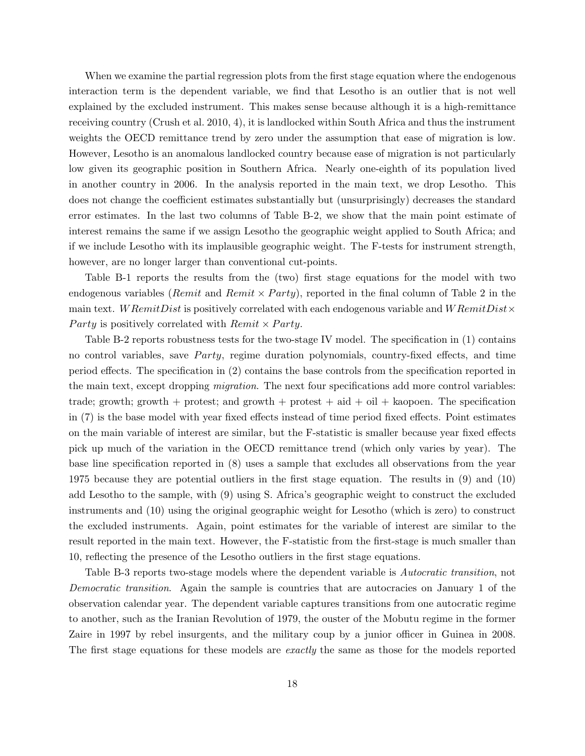When we examine the partial regression plots from the first stage equation where the endogenous interaction term is the dependent variable, we find that Lesotho is an outlier that is not well explained by the excluded instrument. This makes sense because although it is a high-remittance receiving country (Crush et al. 2010, 4), it is landlocked within South Africa and thus the instrument weights the OECD remittance trend by zero under the assumption that ease of migration is low. However, Lesotho is an anomalous landlocked country because ease of migration is not particularly low given its geographic position in Southern Africa. Nearly one-eighth of its population lived in another country in 2006. In the analysis reported in the main text, we drop Lesotho. This does not change the coefficient estimates substantially but (unsurprisingly) decreases the standard error estimates. In the last two columns of Table B-2, we show that the main point estimate of interest remains the same if we assign Lesotho the geographic weight applied to South Africa; and if we include Lesotho with its implausible geographic weight. The F-tests for instrument strength, however, are no longer larger than conventional cut-points.

Table B-1 reports the results from the (two) first stage equations for the model with two endogenous variables (*Remit* and $Remit \times Party$), reported in the final column of Table 2 in the main text. *WRemitDist* is positively correlated with each endogenous variable and $WRemitDist \times Party$ is positively correlated with $Remit \times Party$.

Table B-2 reports robustness tests for the two-stage IV model. The specification in (1) contains no control variables, save *Party*, regime duration polynomials, country-fixed effects, and time period effects. The specification in (2) contains the base controls from the specification reported in the main text, except dropping *migration*. The next four specifications add more control variables: trade; growth; growth + protest; and growth + protest + aid + oil + kaopoen. The specification in (7) is the base model with year fixed effects instead of time period fixed effects. Point estimates on the main variable of interest are similar, but the F-statistic is smaller because year fixed effects pick up much of the variation in the OECD remittance trend (which only varies by year). The base line specification reported in (8) uses a sample that excludes all observations from the year 1975 because they are potential outliers in the first stage equation. The results in (9) and (10) add Lesotho to the sample, with (9) using S. Africa's geographic weight to construct the excluded instruments and (10) using the original geographic weight for Lesotho (which is zero) to construct the excluded instruments. Again, point estimates for the variable of interest are similar to the result reported in the main text. However, the F-statistic from the first-stage is much smaller than 10, reflecting the presence of the Lesotho outliers in the first stage equations.

Table B-3 reports two-stage models where the dependent variable is *Autocratic transition*, not *Democratic transition*. Again the sample is countries that are autocracies on January 1 of the observation calendar year. The dependent variable captures transitions from one autocratic regime to another, such as the Iranian Revolution of 1979, the ouster of the Mobutu regime in the former Zaire in 1997 by rebel insurgents, and the military coup by a junior officer in Guinea in 2008. The first stage equations for these models are *exactly* the same as those for the models reported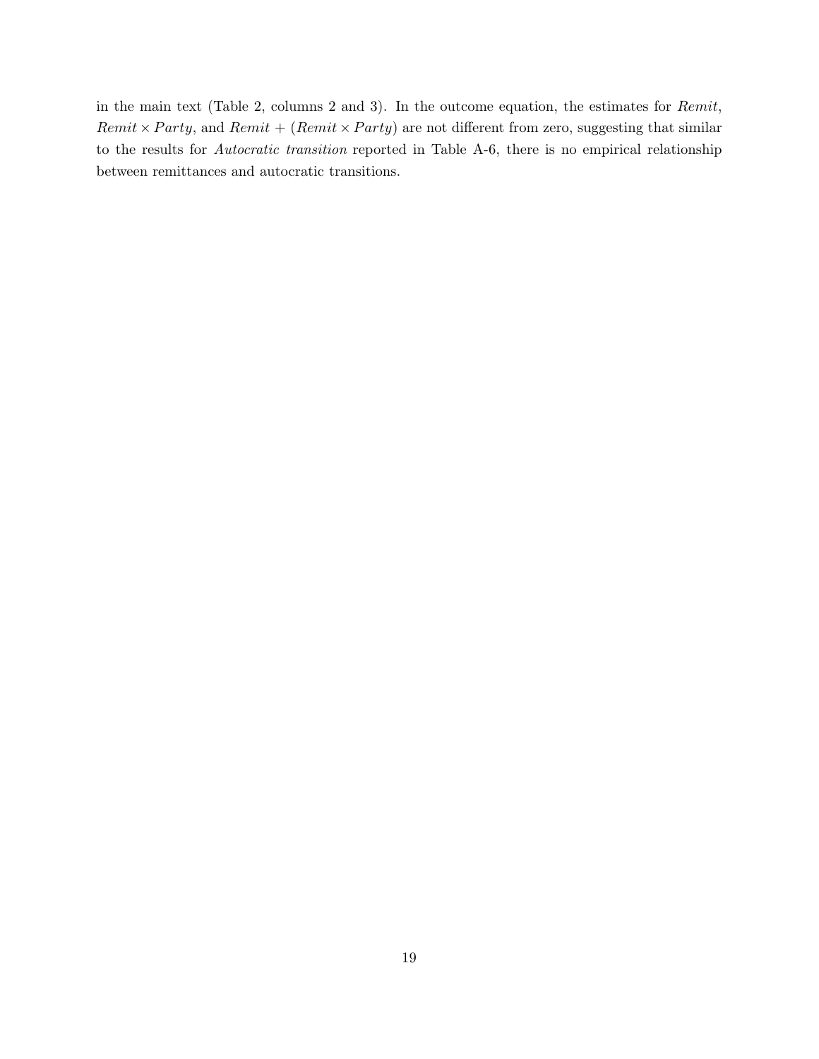in the main text (Table 2, columns 2 and 3). In the outcome equation, the estimates for *Remit*, $Remit \times Party$, and $Remit + (Remit \times Party)$ are not different from zero, suggesting that similar to the results for *Autocratic transition* reported in Table A-6, there is no empirical relationship between remittances and autocratic transitions.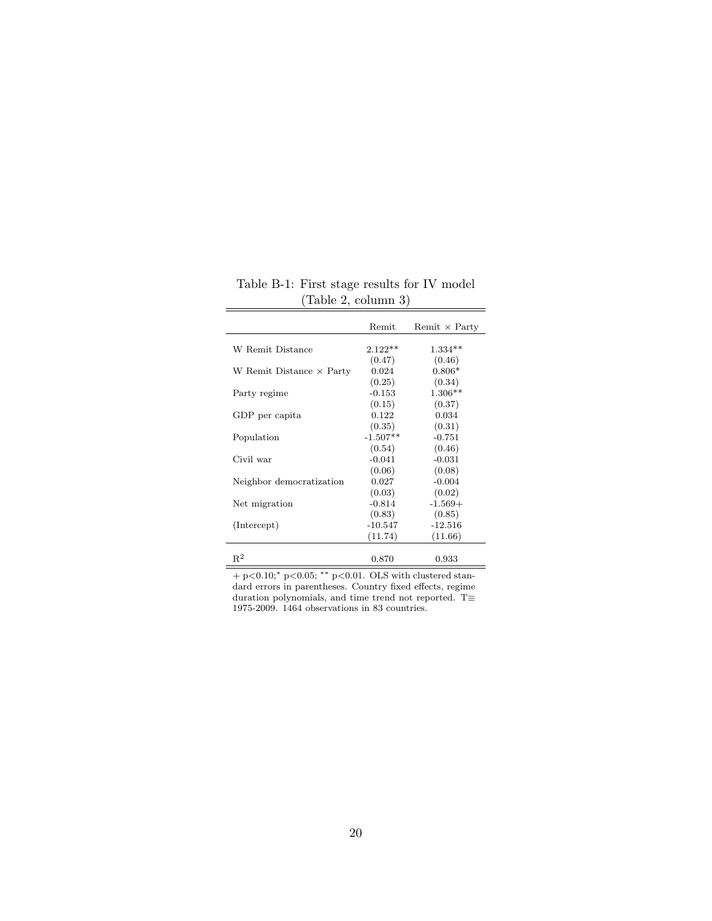Table B-1: First stage results for IV model (Table 2, column 3)

| | Remit | Remit × Party |
|---|---|---|
| W Remit Distance | 2.122** | 1.334** |
| | (0.47) | (0.46) |
| W Remit Distance × Party | 0.024 | 0.806* |
| | (0.25) | (0.34) |
| Party regime | -0.153 | 1.306** |
| | (0.15) | (0.37) |
| GDP per capita | 0.122 | 0.034 |
| | (0.35) | (0.31) |
| Population | -1.507** | -0.751 |
| | (0.54) | (0.46) |
| Civil war | -0.041 | -0.031 |
| | (0.06) | (0.08) |
| Neighbor democratization | 0.027 | -0.004 |
| | (0.03) | (0.02) |
| Net migration | -0.814 | -1.569+ |
| | (0.83) | (0.85) |
| (Intercept) | -10.547 | -12.516 |
| | (11.74) | (11.66) |
| $R^2$ | 0.870 | 0.933 |

+ $p<0.10$; * $p<0.05$; ** $p<0.01$. OLS with clustered standard errors in parentheses. Country fixed effects, regime duration polynomials, and time trend not reported. $T \equiv$ 1975-2009. 1464 observations in 83 countries.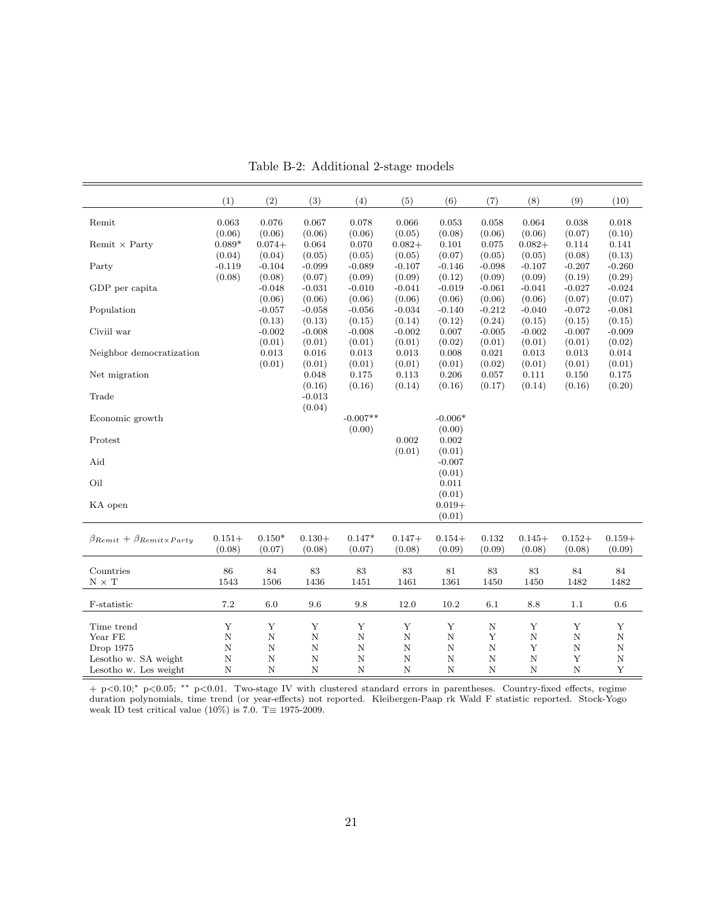Table B-2: Additional 2-stage models

| | (1) | (2) | (3) | (4) | (5) | (6) | (7) | (8) | (9) | (10) |
|---|---|---|---|---|---|---|---|---|---|---|
| Remit | 0.063 | 0.076 | 0.067 | 0.078 | 0.066 | 0.053 | 0.058 | 0.064 | 0.038 | 0.018 |
| | (0.06) | (0.06) | (0.06) | (0.06) | (0.05) | (0.08) | (0.06) | (0.06) | (0.07) | (0.10) |
| Remit × Party | 0.089* | 0.074+ | 0.064 | 0.070 | 0.082+ | 0.101 | 0.075 | 0.082+ | 0.114 | 0.141 |
| | (0.04) | (0.04) | (0.05) | (0.05) | (0.05) | (0.07) | (0.05) | (0.05) | (0.08) | (0.13) |
| Party | -0.119 | -0.104 | -0.099 | -0.089 | -0.107 | -0.146 | -0.098 | -0.107 | -0.207 | -0.260 |
| | (0.08) | (0.08) | (0.07) | (0.09) | (0.09) | (0.12) | (0.09) | (0.09) | (0.19) | (0.29) |
| GDP per capita | | -0.048 | -0.031 | -0.010 | -0.041 | -0.019 | -0.061 | -0.041 | -0.027 | -0.024 |
| | | (0.06) | (0.06) | (0.06) | (0.06) | (0.06) | (0.06) | (0.06) | (0.07) | (0.07) |
| Population | | -0.057 | -0.058 | -0.056 | -0.034 | -0.140 | -0.212 | -0.040 | -0.072 | -0.081 |
| | | (0.13) | (0.13) | (0.15) | (0.14) | (0.12) | (0.24) | (0.15) | (0.15) | (0.15) |
| Civiil war | | -0.002 | -0.008 | -0.008 | -0.002 | 0.007 | -0.005 | -0.002 | -0.007 | -0.009 |
| | | (0.01) | (0.01) | (0.01) | (0.01) | (0.02) | (0.01) | (0.01) | (0.01) | (0.02) |
| Neighbor democratization | | 0.013 | 0.016 | 0.013 | 0.013 | 0.008 | 0.021 | 0.013 | 0.013 | 0.014 |
| | | (0.01) | (0.01) | (0.01) | (0.01) | (0.01) | (0.02) | (0.01) | (0.01) | (0.01) |
| Net migration | | | 0.048 | 0.175 | 0.113 | 0.206 | 0.057 | 0.111 | 0.150 | 0.175 |
| | | | (0.16) | (0.16) | (0.14) | (0.16) | (0.17) | (0.14) | (0.16) | (0.20) |
| Trade | | | -0.013 | | | | | | | |
| | | | (0.04) | | | | | | | |
| Economic growth | | | | -0.007** | | -0.006* | | | | |
| | | | | (0.00) | | (0.00) | | | | |
| Protest | | | | | 0.002 | 0.002 | | | | |
| | | | | | (0.01) | (0.01) | | | | |
| Aid | | | | | | -0.007 | | | | |
| | | | | | | (0.01) | | | | |
| Oil | | | | | | 0.011 | | | | |
| | | | | | | (0.01) | | | | |
| KA open | | | | | | 0.019+ | | | | |
| | | | | | | (0.01) | | | | |
| $\beta_{Remit} + \beta_{Remit \times Party}$ | 0.151+ | 0.150* | 0.130+ | 0.147* | 0.147+ | 0.154+ | 0.132 | 0.145+ | 0.152+ | 0.159+ |
| | (0.08) | (0.07) | (0.08) | (0.07) | (0.08) | (0.09) | (0.09) | (0.08) | (0.08) | (0.09) |
| Countries | 86 | 84 | 83 | 83 | 83 | 81 | 83 | 83 | 84 | 84 |
| N × T | 1543 | 1506 | 1436 | 1451 | 1461 | 1361 | 1450 | 1450 | 1482 | 1482 |
| F-statistic | 7.2 | 6.0 | 9.6 | 9.8 | 12.0 | 10.2 | 6.1 | 8.8 | 1.1 | 0.6 |
| Time trend | Y | Y | Y | Y | Y | Y | N | Y | Y | Y |
| Year FE | N | N | N | N | N | N | Y | N | N | N |
| Drop 1975 | N | N | N | N | N | N | N | Y | N | N |
| Lesotho w. SA weight | N | N | N | N | N | N | N | N | Y | N |
| Lesotho w. Les weight | N | N | N | N | N | N | N | N | N | Y |

+ p<0.10; * p<0.05; ** p<0.01. Two-stage IV with clustered standard errors in parentheses. Country-fixed effects, regime duration polynomials, time trend (or year-effects) not reported. Kleibergen-Paap rk Wald F statistic reported. Stock-Yogo weak ID test critical value (10%) is 7.0. T≡ 1975-2009.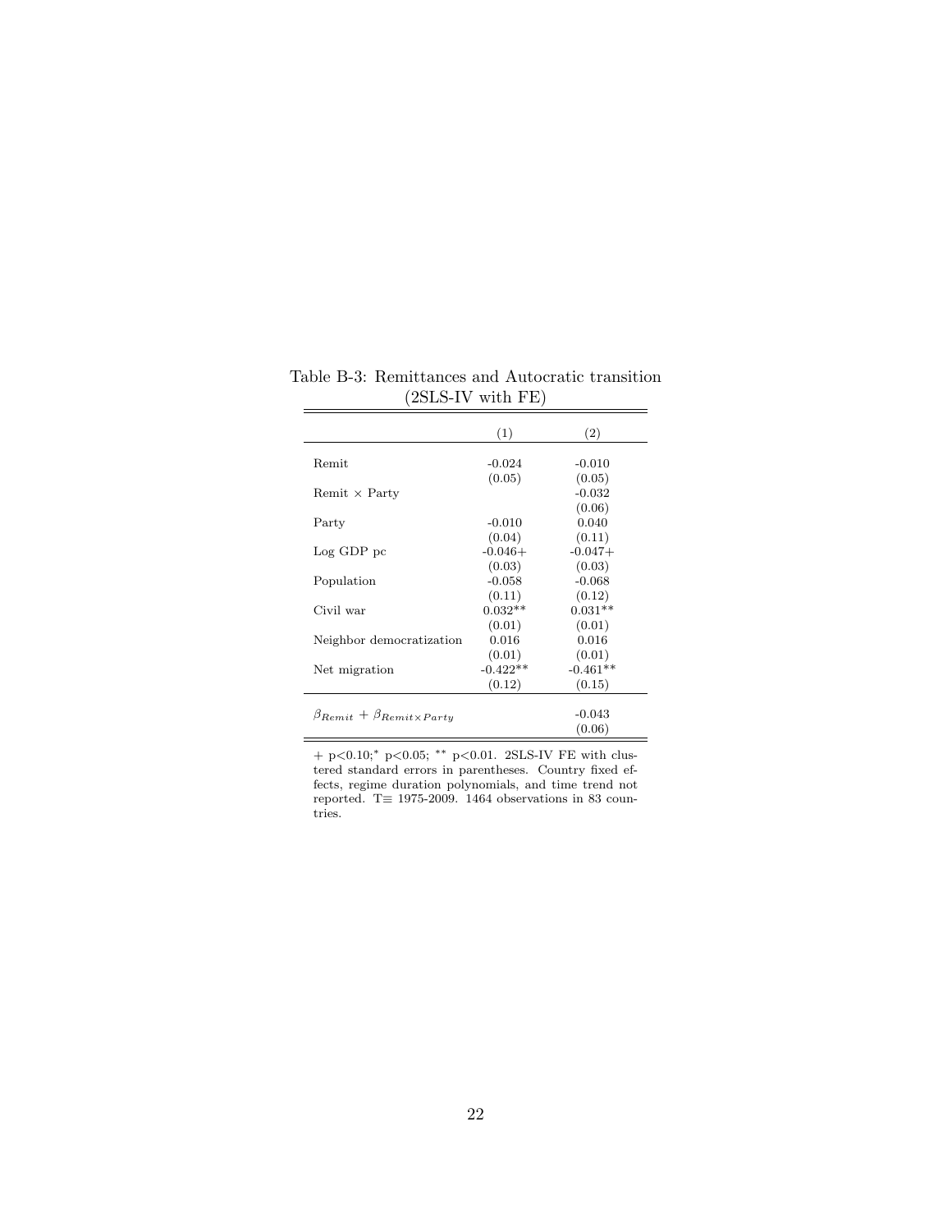Table B-3: Remittances and Autocratic transition (2SLS-IV with FE)

| | (1) | (2) |
|---|---|---|
| Remit | -0.024 | -0.010 |
| | (0.05) | (0.05) |
| Remit × Party | | -0.032 |
| | | (0.06) |
| Party | -0.010 | 0.040 |
| | (0.04) | (0.11) |
| Log GDP pc | -0.046+ | -0.047+ |
| | (0.03) | (0.03) |
| Population | -0.058 | -0.068 |
| | (0.11) | (0.12) |
| Civil war | 0.032** | 0.031** |
| | (0.01) | (0.01) |
| Neighbor democratization | 0.016 | 0.016 |
| | (0.01) | (0.01) |
| Net migration | -0.422** | -0.461** |
| | (0.12) | (0.15) |
| $\beta_{Remit} + \beta_{Remit \times Party}$ | | -0.043 |
| | | (0.06) |

+ p<0.10;* p<0.05; ** p<0.01. 2SLS-IV FE with clustered standard errors in parentheses. Country fixed effects, regime duration polynomials, and time trend not reported. T≡ 1975-2009. 1464 observations in 83 countries.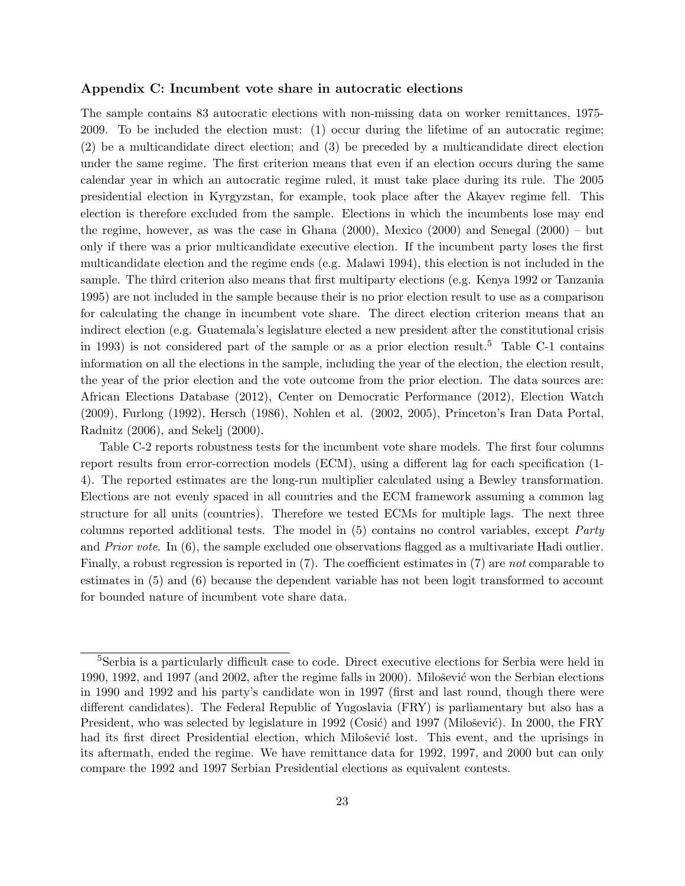### Appendix C: Incumbent vote share in autocratic elections

The sample contains 83 autocratic elections with non-missing data on worker remittances, 1975-2009. To be included the election must: (1) occur during the lifetime of an autocratic regime; (2) be a multicandidate direct election; and (3) be preceded by a multicandidate direct election under the same regime. The first criterion means that even if an election occurs during the same calendar year in which an autocratic regime ruled, it must take place during its rule. The 2005 presidential election in Kyrgyzstan, for example, took place after the Akayev regime fell. This election is therefore excluded from the sample. Elections in which the incumbents lose may end the regime, however, as was the case in Ghana (2000), Mexico (2000) and Senegal (2000) – but only if there was a prior multicandidate executive election. If the incumbent party loses the first multicandidate election and the regime ends (e.g. Malawi 1994), this election is not included in the sample. The third criterion also means that first multiparty elections (e.g. Kenya 1992 or Tanzania 1995) are not included in the sample because their is no prior election result to use as a comparison for calculating the change in incumbent vote share. The direct election criterion means that an indirect election (e.g. Guatemala's legislature elected a new president after the constitutional crisis in 1993) is not considered part of the sample or as a prior election result.[5] Table C-1 contains information on all the elections in the sample, including the year of the election, the election result, the year of the prior election and the vote outcome from the prior election. The data sources are: African Elections Database (2012), Center on Democratic Performance (2012), Election Watch (2009), Furlong (1992), Hersch (1986), Nohlen et al. (2002, 2005), Princeton's Iran Data Portal, Radnitz (2006), and Sekelj (2000).

Table C-2 reports robustness tests for the incumbent vote share models. The first four columns report results from error-correction models (ECM), using a different lag for each specification (1-4). The reported estimates are the long-run multiplier calculated using a Bewley transformation. Elections are not evenly spaced in all countries and the ECM framework assuming a common lag structure for all units (countries). Therefore we tested ECMs for multiple lags. The next three columns reported additional tests. The model in (5) contains no control variables, except *Party* and *Prior vote*. In (6), the sample excluded one observations flagged as a multivariate Hadi outlier. Finally, a robust regression is reported in (7). The coefficient estimates in (7) are *not* comparable to estimates in (5) and (6) because the dependent variable has not been logit transformed to account for bounded nature of incumbent vote share data.

[5] Serbia is a particularly difficult case to code. Direct executive elections for Serbia were held in 1990, 1992, and 1997 (and 2002, after the regime falls in 2000). Milošević won the Serbian elections in 1990 and 1992 and his party's candidate won in 1997 (first and last round, though there were different candidates). The Federal Republic of Yugoslavia (FRY) is parliamentary but also has a President, who was selected by legislature in 1992 (Cosić) and 1997 (Milošević). In 2000, the FRY had its first direct Presidential election, which Milošević lost. This event, and the uprisings in its aftermath, ended the regime. We have remittance data for 1992, 1997, and 2000 but can only compare the 1992 and 1997 Serbian Presidential elections as equivalent contests.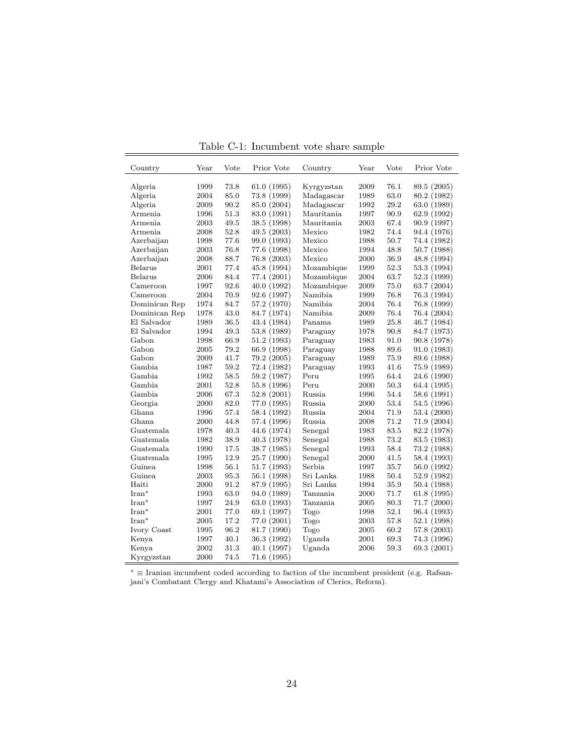Table C-1: Incumbent vote share sample

| Country | Year | Vote | Prior Vote | Country | Year | Vote | Prior Vote |
|---|---|---|---|---|---|---|---|
| Algeria | 1999 | 73.8 | 61.0 (1995) | Kyrgyzstan | 2009 | 76.1 | 89.5 (2005) |
| Algeria | 2004 | 85.0 | 73.8 (1999) | Madagascar | 1989 | 63.0 | 80.2 (1982) |
| Algeria | 2009 | 90.2 | 85.0 (2004) | Madagascar | 1992 | 29.2 | 63.0 (1989) |
| Armenia | 1996 | 51.3 | 83.0 (1991) | Mauritania | 1997 | 90.9 | 62.9 (1992) |
| Armenia | 2003 | 49.5 | 38.5 (1998) | Mauritania | 2003 | 67.4 | 90.9 (1997) |
| Armenia | 2008 | 52.8 | 49.5 (2003) | Mexico | 1982 | 74.4 | 94.4 (1976) |
| Azerbaijan | 1998 | 77.6 | 99.0 (1993) | Mexico | 1988 | 50.7 | 74.4 (1982) |
| Azerbaijan | 2003 | 76.8 | 77.6 (1998) | Mexico | 1994 | 48.8 | 50.7 (1988) |
| Azerbaijan | 2008 | 88.7 | 76.8 (2003) | Mexico | 2000 | 36.9 | 48.8 (1994) |
| Belarus | 2001 | 77.4 | 45.8 (1994) | Mozambique | 1999 | 52.3 | 53.3 (1994) |
| Belarus | 2006 | 84.4 | 77.4 (2001) | Mozambique | 2004 | 63.7 | 52.3 (1999) |
| Cameroon | 1997 | 92.6 | 40.0 (1992) | Mozambique | 2009 | 75.0 | 63.7 (2004) |
| Cameroon | 2004 | 70.9 | 92.6 (1997) | Namibia | 1999 | 76.8 | 76.3 (1994) |
| Dominican Rep | 1974 | 84.7 | 57.2 (1970) | Namibia | 2004 | 76.4 | 76.8 (1999) |
| Dominican Rep | 1978 | 43.0 | 84.7 (1974) | Namibia | 2009 | 76.4 | 76.4 (2004) |
| El Salvador | 1989 | 36.5 | 43.4 (1984) | Panama | 1989 | 25.8 | 46.7 (1984) |
| El Salvador | 1994 | 49.3 | 53.8 (1989) | Paraguay | 1978 | 90.8 | 84.7 (1973) |
| Gabon | 1998 | 66.9 | 51.2 (1993) | Paraguay | 1983 | 91.0 | 90.8 (1978) |
| Gabon | 2005 | 79.2 | 66.9 (1998) | Paraguay | 1988 | 89.6 | 91.0 (1983) |
| Gabon | 2009 | 41.7 | 79.2 (2005) | Paraguay | 1989 | 75.9 | 89.6 (1988) |
| Gambia | 1987 | 59.2 | 72.4 (1982) | Paraguay | 1993 | 41.6 | 75.9 (1989) |
| Gambia | 1992 | 58.5 | 59.2 (1987) | Peru | 1995 | 64.4 | 24.6 (1990) |
| Gambia | 2001 | 52.8 | 55.8 (1996) | Peru | 2000 | 50.3 | 64.4 (1995) |
| Gambia | 2006 | 67.3 | 52.8 (2001) | Russia | 1996 | 54.4 | 58.6 (1991) |
| Georgia | 2000 | 82.0 | 77.0 (1995) | Russia | 2000 | 53.4 | 54.5 (1996) |
| Ghana | 1996 | 57.4 | 58.4 (1992) | Russia | 2004 | 71.9 | 53.4 (2000) |
| Ghana | 2000 | 44.8 | 57.4 (1996) | Russia | 2008 | 71.2 | 71.9 (2004) |
| Guatemala | 1978 | 40.3 | 44.6 (1974) | Senegal | 1983 | 83.5 | 82.2 (1978) |
| Guatemala | 1982 | 38.9 | 40.3 (1978) | Senegal | 1988 | 73.2 | 83.5 (1983) |
| Guatemala | 1990 | 17.5 | 38.7 (1985) | Senegal | 1993 | 58.4 | 73.2 (1988) |
| Guatemala | 1995 | 12.9 | 25.7 (1990) | Senegal | 2000 | 41.5 | 58.4 (1993) |
| Guinea | 1998 | 56.1 | 51.7 (1993) | Serbia | 1997 | 35.7 | 56.0 (1992) |
| Guinea | 2003 | 95.3 | 56.1 (1998) | Sri Lanka | 1988 | 50.4 | 52.9 (1982) |
| Haiti | 2000 | 91.2 | 87.9 (1995) | Sri Lanka | 1994 | 35.9 | 50.4 (1988) |
| Iran* | 1993 | 63.0 | 94.0 (1989) | Tanzania | 2000 | 71.7 | 61.8 (1995) |
| Iran* | 1997 | 24.9 | 63.0 (1993) | Tanzania | 2005 | 80.3 | 71.7 (2000) |
| Iran* | 2001 | 77.0 | 69.1 (1997) | Togo | 1998 | 52.1 | 96.4 (1993) |
| Iran* | 2005 | 17.2 | 77.0 (2001) | Togo | 2003 | 57.8 | 52.1 (1998) |
| Ivory Coast | 1995 | 96.2 | 81.7 (1990) | Togo | 2005 | 60.2 | 57.8 (2003) |
| Kenya | 1997 | 40.1 | 36.3 (1992) | Uganda | 2001 | 69.3 | 74.3 (1996) |
| Kenya | 2002 | 31.3 | 40.1 (1997) | Uganda | 2006 | 59.3 | 69.3 (2001) |
| Kyrgyzstan | 2000 | 74.5 | 71.6 (1995) | | | | |

* ≡ Iranian incumbent coded according to faction of the incumbent president (e.g. Rafsanjani's Combatant Clergy and Khatami's Association of Clerics, Reform).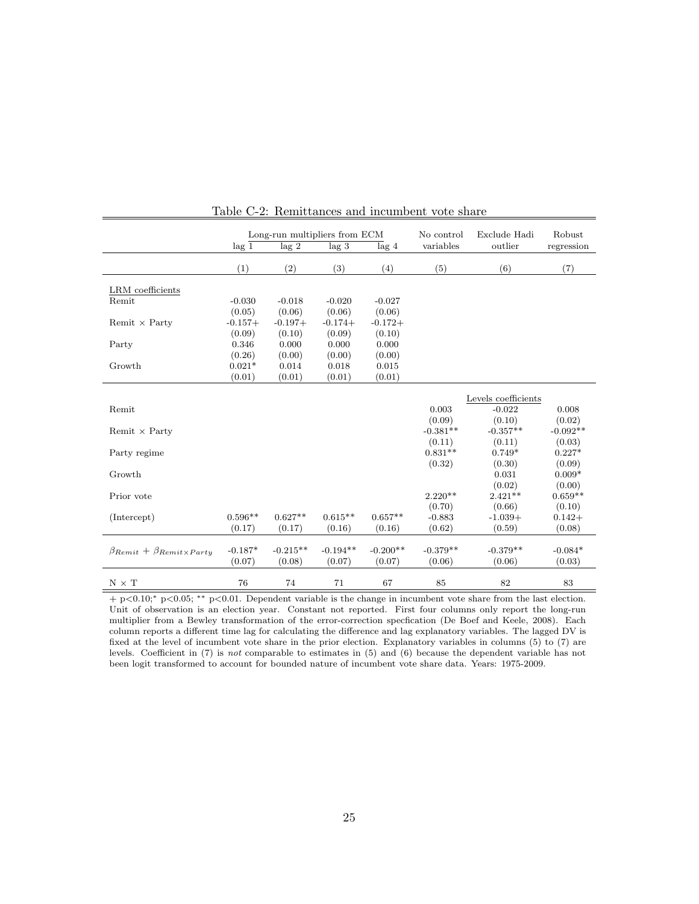Table C-2: Remittances and incumbent vote share

| | Long-run multipliers from ECM | | | | No control | Exclude Hadi | Robust |
|---|---|---|---|---|---|---|---|
| | lag 1 | lag 2 | lag 3 | lag 4 | variables | outlier | regression |
| | (1) | (2) | (3) | (4) | (5) | (6) | (7) |
| LRM coefficients | | | | | | | |
| Remit | -0.030 | -0.018 | -0.020 | -0.027 | | | |
| | (0.05) | (0.06) | (0.06) | (0.06) | | | |
| Remit × Party | -0.157+ | -0.197+ | -0.174+ | -0.172+ | | | |
| | (0.09) | (0.10) | (0.09) | (0.10) | | | |
| Party | 0.346 | 0.000 | 0.000 | 0.000 | | | |
| | (0.26) | (0.00) | (0.00) | (0.00) | | | |
| Growth | 0.021* | 0.014 | 0.018 | 0.015 | | | |
| | (0.01) | (0.01) | (0.01) | (0.01) | | | |
| | | | | | | Levels coefficients | |
| Remit | | | | | 0.003 | -0.022 | 0.008 |
| | | | | | (0.09) | (0.10) | (0.02) |
| Remit × Party | | | | | -0.381** | -0.357** | -0.092** |
| | | | | | (0.11) | (0.11) | (0.03) |
| Party regime | | | | | 0.831** | 0.749* | 0.227* |
| | | | | | (0.32) | (0.30) | (0.09) |
| Growth | | | | | | 0.031 | 0.009* |
| | | | | | | (0.02) | (0.00) |
| Prior vote | | | | | 2.220** | 2.421** | 0.659** |
| | | | | | (0.70) | (0.66) | (0.10) |
| (Intercept) | 0.596** | 0.627** | 0.615** | 0.657** | -0.883 | -1.039+ | 0.142+ |
| | (0.17) | (0.17) | (0.16) | (0.16) | (0.62) | (0.59) | (0.08) |
| $\beta_{Remit} + \beta_{Remit \times Party}$ | -0.187* | -0.215** | -0.194** | -0.200** | -0.379** | -0.379** | -0.084* |
| | (0.07) | (0.08) | (0.07) | (0.07) | (0.06) | (0.06) | (0.03) |
| N × T | 76 | 74 | 71 | 67 | 85 | 82 | 83 |

+ p<0.10;* p<0.05; ** p<0.01. Dependent variable is the change in incumbent vote share from the last election. Unit of observation is an election year. Constant not reported. First four columns only report the long-run multiplier from a Bewley transformation of the error-correction specfication (De Boef and Keele, 2008). Each column reports a different time lag for calculating the difference and lag explanatory variables. The lagged DV is fixed at the level of incumbent vote share in the prior election. Explanatory variables in columns (5) to (7) are levels. Coefficient in (7) is *not* comparable to estimates in (5) and (6) because the dependent variable has not been logit transformed to account for bounded nature of incumbent vote share data. Years: 1975-2009.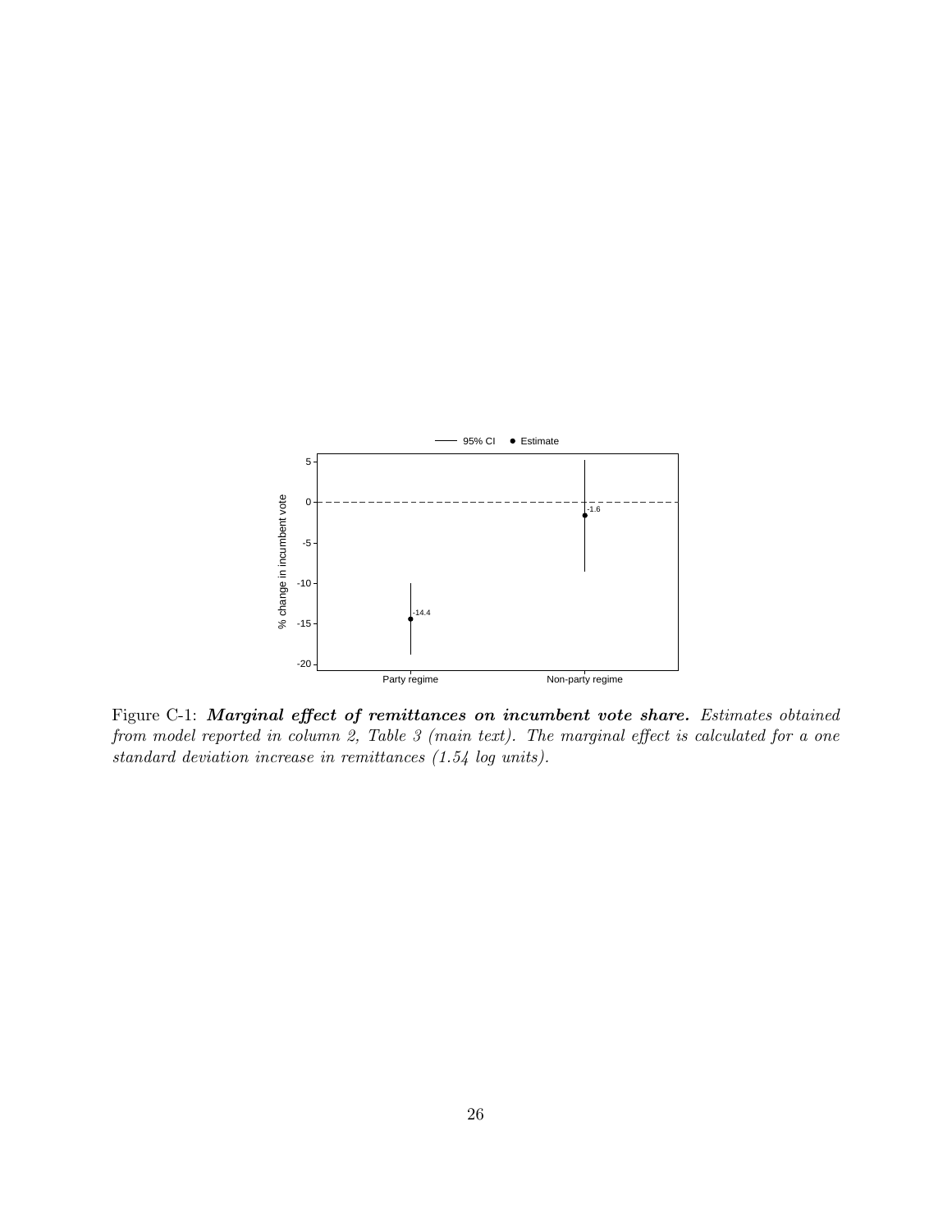Figure C-1: ***Marginal effect of remittances on incumbent vote share.*** *Estimates obtained from model reported in column 2, Table 3 (main text). The marginal effect is calculated for a one standard deviation increase in remittances (1.54 log units).*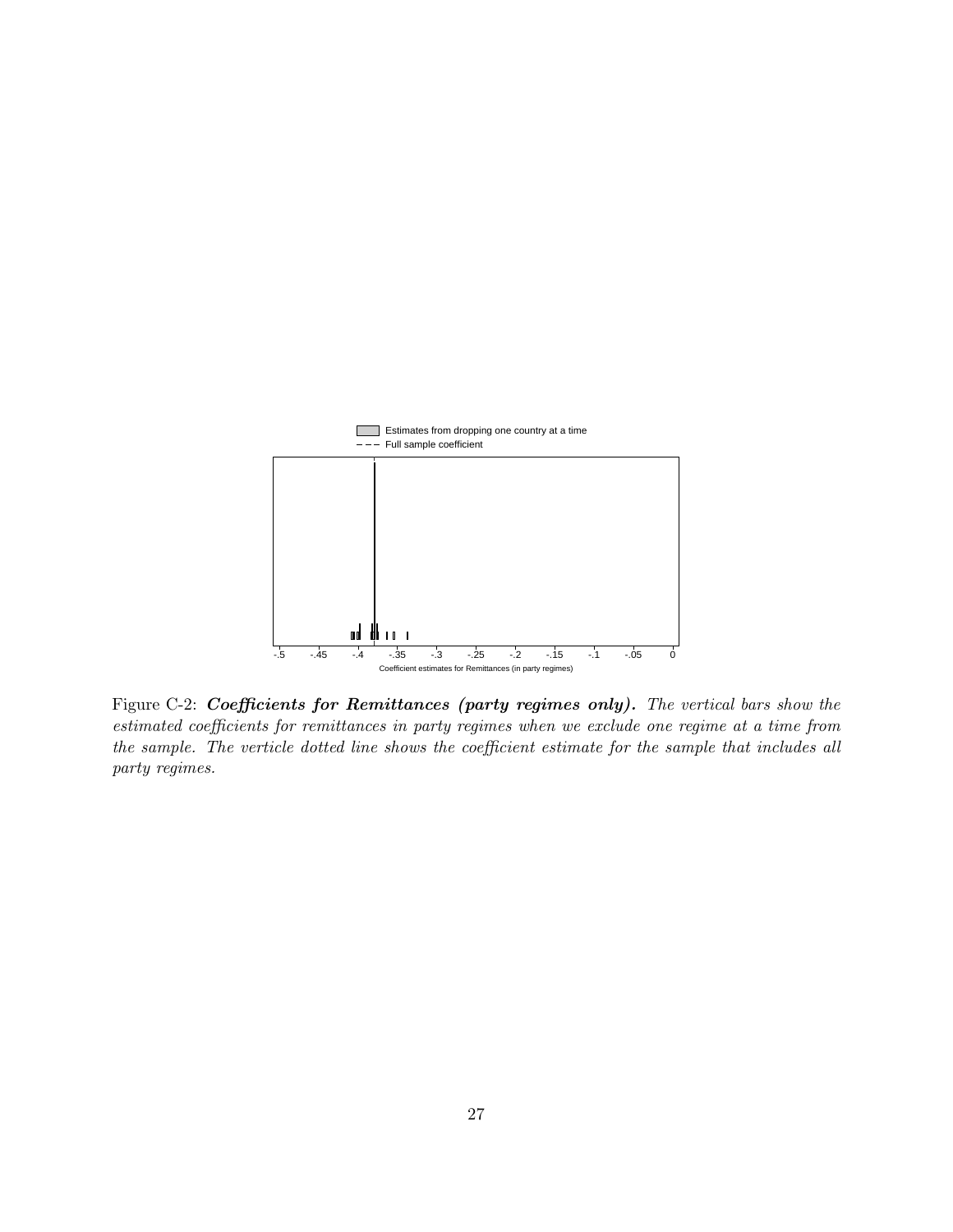Figure C-2: ***Coefficients for Remittances (party regimes only).*** *The vertical bars show the estimated coefficients for remittances in party regimes when we exclude one regime at a time from the sample. The verticle dotted line shows the coefficient estimate for the sample that includes all party regimes.*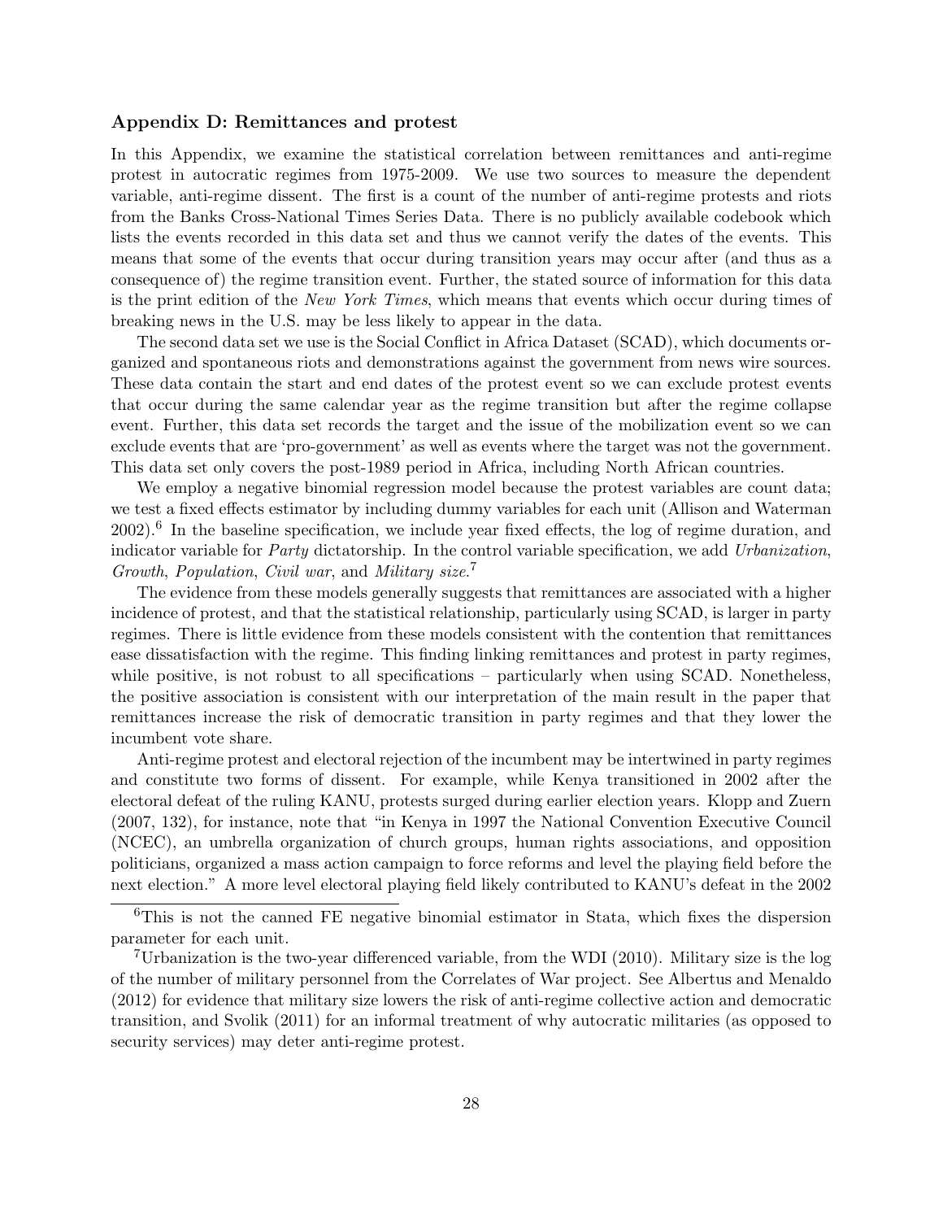### Appendix D: Remittances and protest

In this Appendix, we examine the statistical correlation between remittances and anti-regime protest in autocratic regimes from 1975-2009. We use two sources to measure the dependent variable, anti-regime dissent. The first is a count of the number of anti-regime protests and riots from the Banks Cross-National Times Series Data. There is no publicly available codebook which lists the events recorded in this data set and thus we cannot verify the dates of the events. This means that some of the events that occur during transition years may occur after (and thus as a consequence of) the regime transition event. Further, the stated source of information for this data is the print edition of the *New York Times*, which means that events which occur during times of breaking news in the U.S. may be less likely to appear in the data.

The second data set we use is the Social Conflict in Africa Dataset (SCAD), which documents organized and spontaneous riots and demonstrations against the government from news wire sources. These data contain the start and end dates of the protest event so we can exclude protest events that occur during the same calendar year as the regime transition but after the regime collapse event. Further, this data set records the target and the issue of the mobilization event so we can exclude events that are 'pro-government' as well as events where the target was not the government. This data set only covers the post-1989 period in Africa, including North African countries.

We employ a negative binomial regression model because the protest variables are count data; we test a fixed effects estimator by including dummy variables for each unit (Allison and Waterman 2002).[6] In the baseline specification, we include year fixed effects, the log of regime duration, and indicator variable for *Party* dictatorship. In the control variable specification, we add *Urbanization*, *Growth*, *Population*, *Civil war*, and *Military size*.[7]

The evidence from these models generally suggests that remittances are associated with a higher incidence of protest, and that the statistical relationship, particularly using SCAD, is larger in party regimes. There is little evidence from these models consistent with the contention that remittances ease dissatisfaction with the regime. This finding linking remittances and protest in party regimes, while positive, is not robust to all specifications – particularly when using SCAD. Nonetheless, the positive association is consistent with our interpretation of the main result in the paper that remittances increase the risk of democratic transition in party regimes and that they lower the incumbent vote share.

Anti-regime protest and electoral rejection of the incumbent may be intertwined in party regimes and constitute two forms of dissent. For example, while Kenya transitioned in 2002 after the electoral defeat of the ruling KANU, protests surged during earlier election years. Klopp and Zuern (2007, 132), for instance, note that "in Kenya in 1997 the National Convention Executive Council (NCEC), an umbrella organization of church groups, human rights associations, and opposition politicians, organized a mass action campaign to force reforms and level the playing field before the next election." A more level electoral playing field likely contributed to KANU's defeat in the 2002

[6] This is not the canned FE negative binomial estimator in Stata, which fixes the dispersion parameter for each unit.

[7] Urbanization is the two-year differenced variable, from the WDI (2010). Military size is the log of the number of military personnel from the Correlates of War project. See Albertus and Menaldo (2012) for evidence that military size lowers the risk of anti-regime collective action and democratic transition, and Svolik (2011) for an informal treatment of why autocratic militaries (as opposed to security services) may deter anti-regime protest.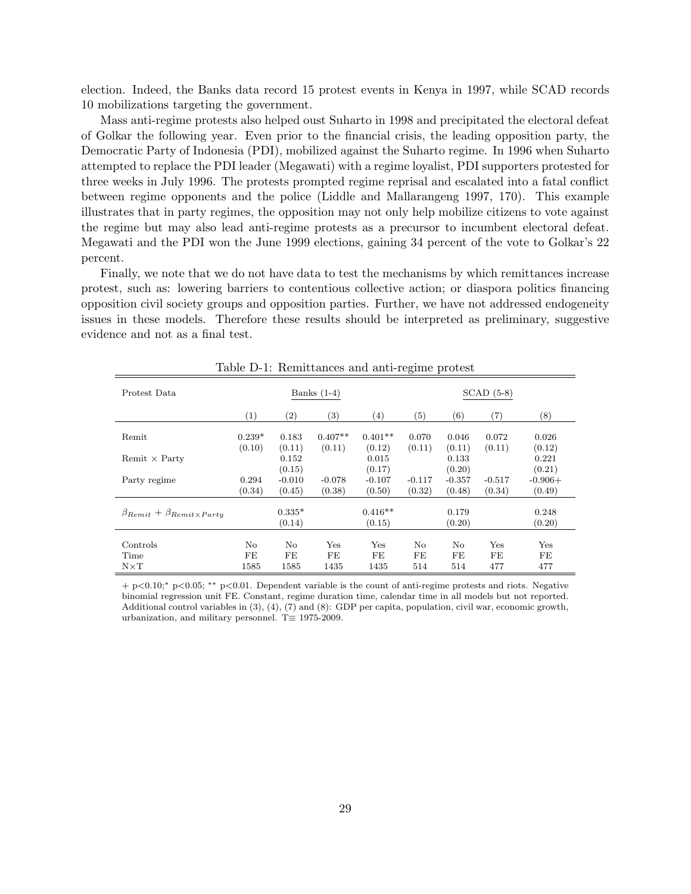election. Indeed, the Banks data record 15 protest events in Kenya in 1997, while SCAD records 10 mobilizations targeting the government.

Mass anti-regime protests also helped oust Suharto in 1998 and precipitated the electoral defeat of Golkar the following year. Even prior to the financial crisis, the leading opposition party, the Democratic Party of Indonesia (PDI), mobilized against the Suharto regime. In 1996 when Suharto attempted to replace the PDI leader (Megawati) with a regime loyalist, PDI supporters protested for three weeks in July 1996. The protests prompted regime reprisal and escalated into a fatal conflict between regime opponents and the police (Liddle and Mallarangeng 1997, 170). This example illustrates that in party regimes, the opposition may not only help mobilize citizens to vote against the regime but may also lead anti-regime protests as a precursor to incumbent electoral defeat. Megawati and the PDI won the June 1999 elections, gaining 34 percent of the vote to Golkar's 22 percent.

Finally, we note that we do not have data to test the mechanisms by which remittances increase protest, such as: lowering barriers to contentious collective action; or diaspora politics financing opposition civil society groups and opposition parties. Further, we have not addressed endogeneity issues in these models. Therefore these results should be interpreted as preliminary, suggestive evidence and not as a final test.

Table D-1: Remittances and anti-regime protest

| Protest Data | Banks (1-4) | | | | SCAD (5-8) | | | |
|---|---|---|---|---|---|---|---|---|
| | (1) | (2) | (3) | (4) | (5) | (6) | (7) | (8) |
| Remit | 0.239* | 0.183 | 0.407** | 0.401** | 0.070 | 0.046 | 0.072 | 0.026 |
| | (0.10) | (0.11) | (0.11) | (0.12) | (0.11) | (0.11) | (0.11) | (0.12) |
| Remit × Party | | 0.152 | | 0.015 | | 0.133 | | 0.221 |
| | | (0.15) | | (0.17) | | (0.20) | | (0.21) |
| Party regime | 0.294 | -0.010 | -0.078 | -0.107 | -0.117 | -0.357 | -0.517 | -0.906+ |
| | (0.34) | (0.45) | (0.38) | (0.50) | (0.32) | (0.48) | (0.34) | (0.49) |
| $\beta_{Remit} + \beta_{Remit \times Party}$ | | 0.335* | | 0.416** | | 0.179 | | 0.248 |
| | | (0.14) | | (0.15) | | (0.20) | | (0.20) |
| Controls | No | No | Yes | Yes | No | No | Yes | Yes |
| Time | FE | FE | FE | FE | FE | FE | FE | FE |
| N×T | 1585 | 1585 | 1435 | 1435 | 514 | 514 | 477 | 477 |

+ p<0.10;* p<0.05; ** p<0.01. Dependent variable is the count of anti-regime protests and riots. Negative binomial regression unit FE. Constant, regime duration time, calendar time in all models but not reported. Additional control variables in (3), (4), (7) and (8): GDP per capita, population, civil war, economic growth, urbanization, and military personnel. T≡ 1975-2009.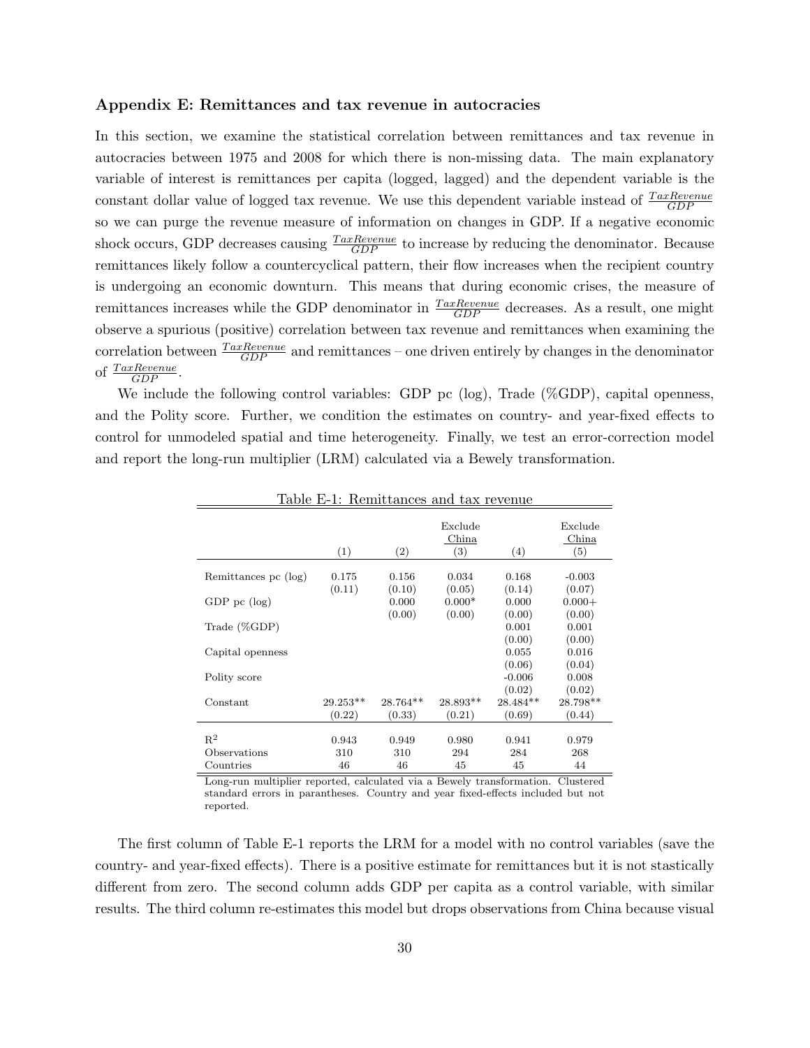### Appendix E: Remittances and tax revenue in autocracies

In this section, we examine the statistical correlation between remittances and tax revenue in autocracies between 1975 and 2008 for which there is non-missing data. The main explanatory variable of interest is remittances per capita (logged, lagged) and the dependent variable is the constant dollar value of logged tax revenue. We use this dependent variable instead of $\frac{TaxRevenue}{GDP}$ so we can purge the revenue measure of information on changes in GDP. If a negative economic shock occurs, GDP decreases causing $\frac{TaxRevenue}{GDP}$ to increase by reducing the denominator. Because remittances likely follow a countercyclical pattern, their flow increases when the recipient country is undergoing an economic downturn. This means that during economic crises, the measure of remittances increases while the GDP denominator in $\frac{TaxRevenue}{GDP}$ decreases. As a result, one might observe a spurious (positive) correlation between tax revenue and remittances when examining the correlation between $\frac{TaxRevenue}{GDP}$ and remittances – one driven entirely by changes in the denominator of $\frac{TaxRevenue}{GDP}$.

We include the following control variables: GDP pc (log), Trade (%GDP), capital openness, and the Polity score. Further, we condition the estimates on country- and year-fixed effects to control for unmodeled spatial and time heterogeneity. Finally, we test an error-correction model and report the long-run multiplier (LRM) calculated via a Bewely transformation.

Table E-1: Remittances and tax revenue

| | (1) | (2) | Exclude China (3) | (4) | Exclude China (5) |
|---|---|---|---|---|---|
| Remittances pc (log) | 0.175 | 0.156 | 0.034 | 0.168 | -0.003 |
| | (0.11) | (0.10) | (0.05) | (0.14) | (0.07) |
| GDP pc (log) | | 0.000 | 0.000* | 0.000 | 0.000+ |
| | | (0.00) | (0.00) | (0.00) | (0.00) |
| Trade (%GDP) | | | | 0.001 | 0.001 |
| | | | | (0.00) | (0.00) |
| Capital openness | | | | 0.055 | 0.016 |
| | | | | (0.06) | (0.04) |
| Polity score | | | | -0.006 | 0.008 |
| | | | | (0.02) | (0.02) |
| Constant | 29.253** | 28.764** | 28.893** | 28.484** | 28.798** |
| | (0.22) | (0.33) | (0.21) | (0.69) | (0.44) |
| $R^2$ | 0.943 | 0.949 | 0.980 | 0.941 | 0.979 |
| Observations | 310 | 310 | 294 | 284 | 268 |
| Countries | 46 | 46 | 45 | 45 | 44 |

Long-run multiplier reported, calculated via a Bewely transformation. Clustered standard errors in parantheses. Country and year fixed-effects included but not reported.

The first column of Table E-1 reports the LRM for a model with no control variables (save the country- and year-fixed effects). There is a positive estimate for remittances but it is not stastically different from zero. The second column adds GDP per capita as a control variable, with similar results. The third column re-estimates this model but drops observations from China because visual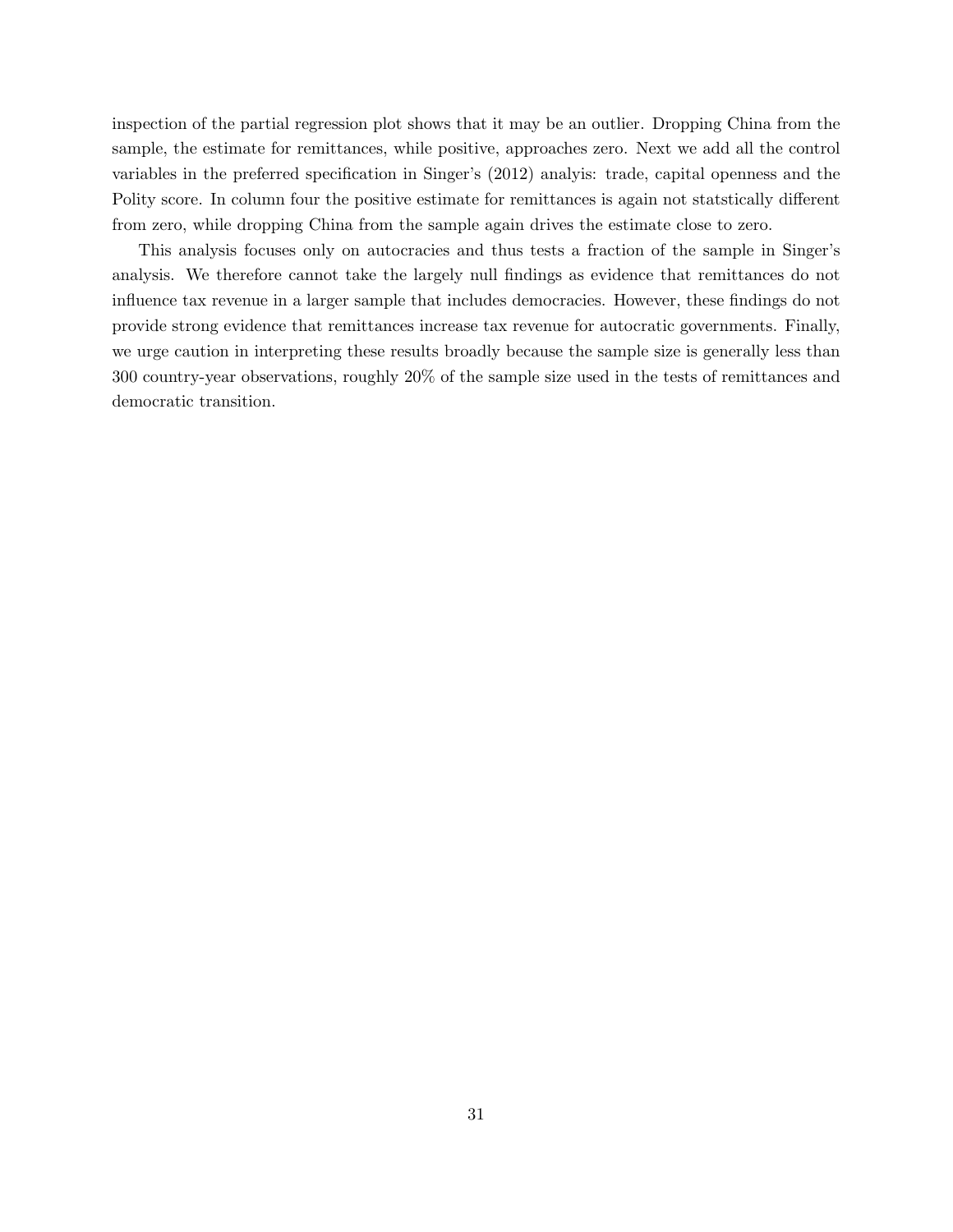inspection of the partial regression plot shows that it may be an outlier. Dropping China from the sample, the estimate for remittances, while positive, approaches zero. Next we add all the control variables in the preferred specification in Singer's (2012) analyis: trade, capital openness and the Polity score. In column four the positive estimate for remittances is again not statstically different from zero, while dropping China from the sample again drives the estimate close to zero.

This analysis focuses only on autocracies and thus tests a fraction of the sample in Singer's analysis. We therefore cannot take the largely null findings as evidence that remittances do not influence tax revenue in a larger sample that includes democracies. However, these findings do not provide strong evidence that remittances increase tax revenue for autocratic governments. Finally, we urge caution in interpreting these results broadly because the sample size is generally less than 300 country-year observations, roughly 20% of the sample size used in the tests of remittances and democratic transition.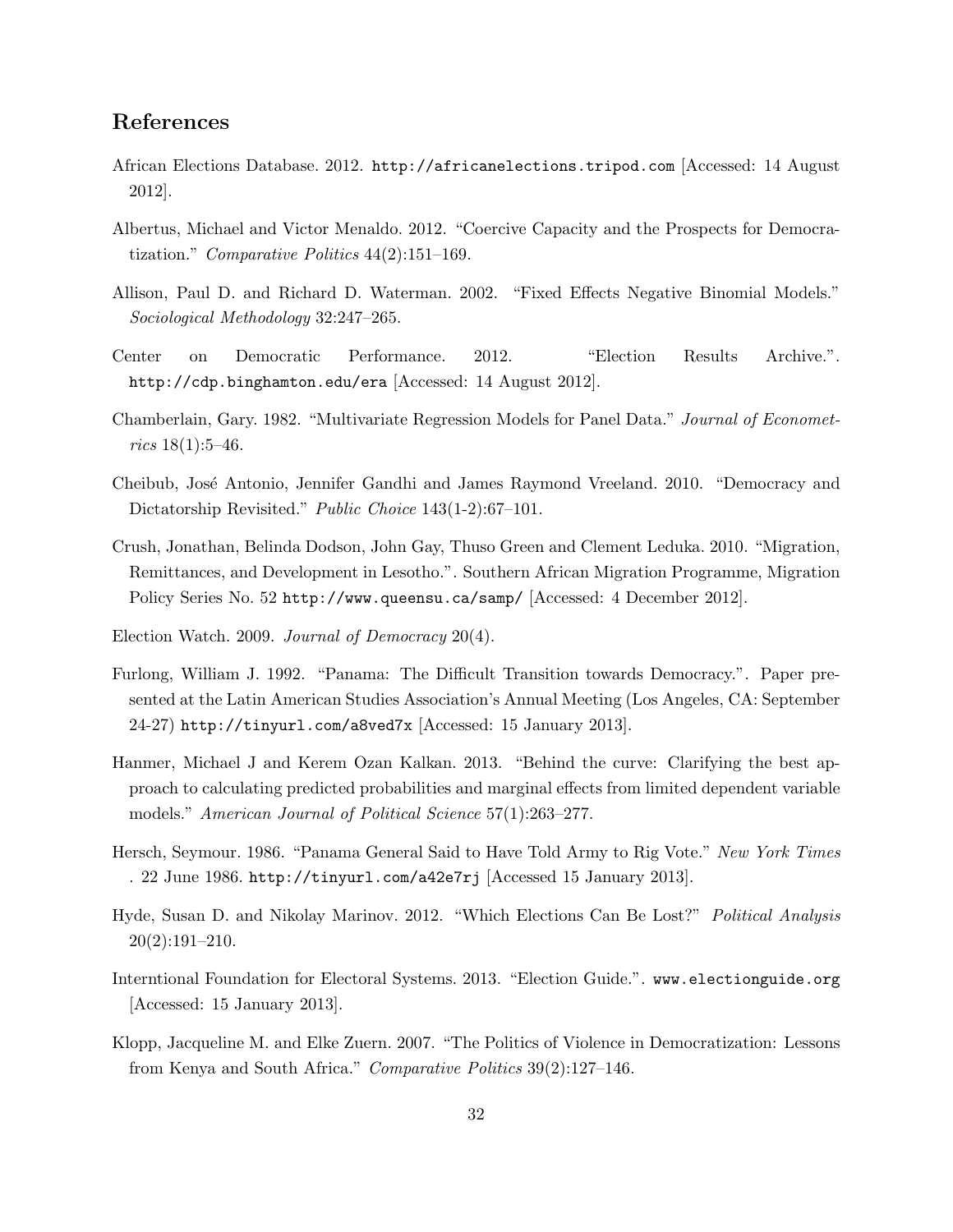## References

African Elections Database. 2012. http://africanelections.tripod.com [Accessed: 14 August 2012].

Albertus, Michael and Victor Menaldo. 2012. "Coercive Capacity and the Prospects for Democratization." *Comparative Politics* 44(2):151–169.

Allison, Paul D. and Richard D. Waterman. 2002. "Fixed Effects Negative Binomial Models." *Sociological Methodology* 32:247–265.

Center on Democratic Performance. 2012. "Election Results Archive.". http://cdp.binghamton.edu/era [Accessed: 14 August 2012].

Chamberlain, Gary. 1982. "Multivariate Regression Models for Panel Data." *Journal of Econometrics* 18(1):5–46.

Cheibub, José Antonio, Jennifer Gandhi and James Raymond Vreeland. 2010. "Democracy and Dictatorship Revisited." *Public Choice* 143(1-2):67–101.

Crush, Jonathan, Belinda Dodson, John Gay, Thuso Green and Clement Leduka. 2010. "Migration, Remittances, and Development in Lesotho.". Southern African Migration Programme, Migration Policy Series No. 52 http://www.queensu.ca/samp/ [Accessed: 4 December 2012].

Election Watch. 2009. *Journal of Democracy* 20(4).

Furlong, William J. 1992. "Panama: The Difficult Transition towards Democracy.". Paper presented at the Latin American Studies Association's Annual Meeting (Los Angeles, CA: September 24-27) http://tinyurl.com/a8ved7x [Accessed: 15 January 2013].

Hanmer, Michael J and Kerem Ozan Kalkan. 2013. "Behind the curve: Clarifying the best approach to calculating predicted probabilities and marginal effects from limited dependent variable models." *American Journal of Political Science* 57(1):263–277.

Hersch, Seymour. 1986. "Panama General Said to Have Told Army to Rig Vote." *New York Times* . 22 June 1986. http://tinyurl.com/a42e7rj [Accessed 15 January 2013].

Hyde, Susan D. and Nikolay Marinov. 2012. "Which Elections Can Be Lost?" *Political Analysis* 20(2):191–210.

Interntional Foundation for Electoral Systems. 2013. "Election Guide.". www.electionguide.org [Accessed: 15 January 2013].

Klopp, Jacqueline M. and Elke Zuern. 2007. "The Politics of Violence in Democratization: Lessons from Kenya and South Africa." *Comparative Politics* 39(2):127–146.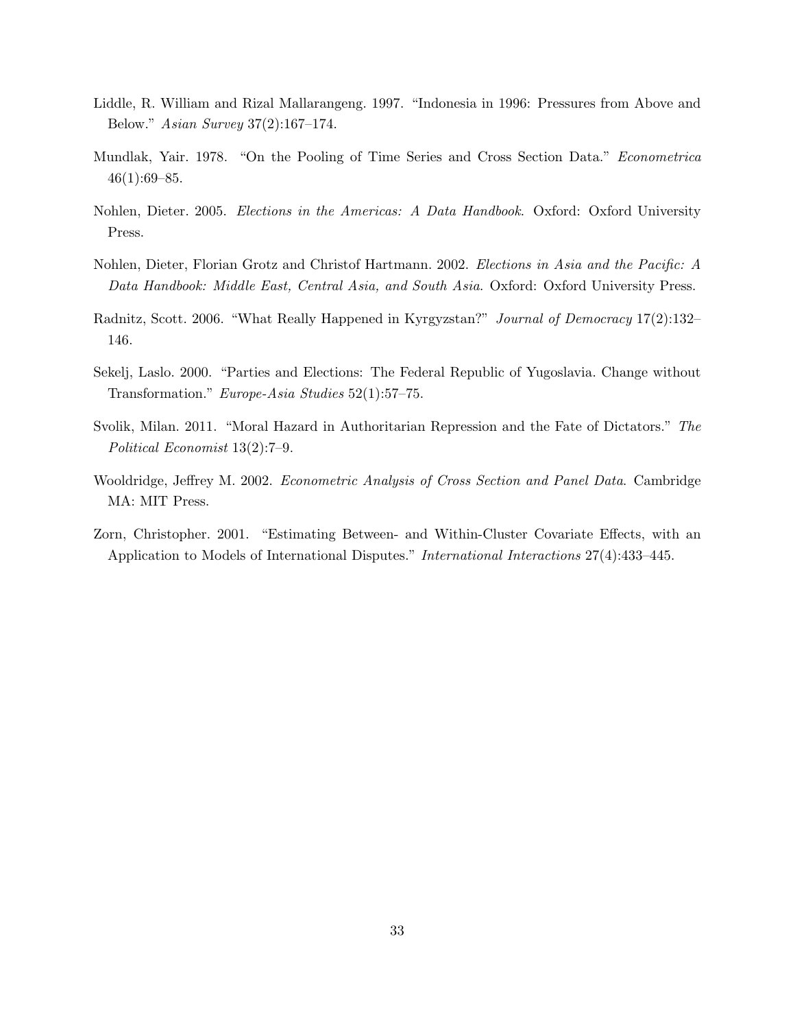Liddle, R. William and Rizal Mallarangeng. 1997. "Indonesia in 1996: Pressures from Above and Below." *Asian Survey* 37(2):167–174.

Mundlak, Yair. 1978. "On the Pooling of Time Series and Cross Section Data." *Econometrica* 46(1):69–85.

Nohlen, Dieter. 2005. *Elections in the Americas: A Data Handbook*. Oxford: Oxford University Press.

Nohlen, Dieter, Florian Grotz and Christof Hartmann. 2002. *Elections in Asia and the Pacific: A Data Handbook: Middle East, Central Asia, and South Asia*. Oxford: Oxford University Press.

Radnitz, Scott. 2006. "What Really Happened in Kyrgyzstan?" *Journal of Democracy* 17(2):132–146.

Sekelj, Laslo. 2000. "Parties and Elections: The Federal Republic of Yugoslavia. Change without Transformation." *Europe-Asia Studies* 52(1):57–75.

Svolik, Milan. 2011. "Moral Hazard in Authoritarian Repression and the Fate of Dictators." *The Political Economist* 13(2):7–9.

Wooldridge, Jeffrey M. 2002. *Econometric Analysis of Cross Section and Panel Data*. Cambridge MA: MIT Press.

Zorn, Christopher. 2001. "Estimating Between- and Within-Cluster Covariate Effects, with an Application to Models of International Disputes." *International Interactions* 27(4):433–445.